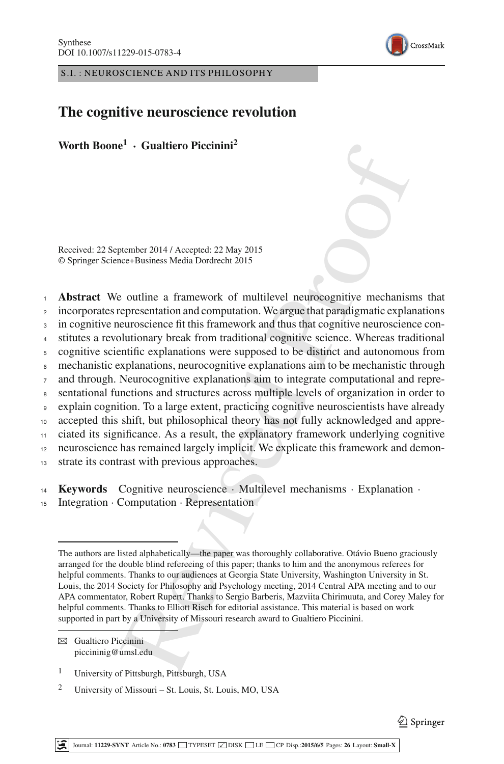S.I. : NEUROSCIENCE AND ITS PHILOSOPHY

# The cognitive neuroscience revolution

**Worth Boone[1] · Gualtiero Piccinini[2]**

Received: 22 September 2014 / Accepted: 22 May 2015
© Springer Science+Business Media Dordrecht 2015

**Abstract** We outline a framework of multilevel neurocognitive mechanisms that incorporates representation and computation. We argue that paradigmatic explanations in cognitive neuroscience fit this framework and thus that cognitive neuroscience constitutes a revolutionary break from traditional cognitive science. Whereas traditional cognitive scientific explanations were supposed to be distinct and autonomous from mechanistic explanations, neurocognitive explanations aim to be mechanistic through and through. Neurocognitive explanations aim to integrate computational and representational functions and structures across multiple levels of organization in order to explain cognition. To a large extent, practicing cognitive neuroscientists have already accepted this shift, but philosophical theory has not fully acknowledged and appreciated its significance. As a result, the explanatory framework underlying cognitive neuroscience has remained largely implicit. We explicate this framework and demonstrate its contrast with previous approaches.

**Keywords** Cognitive neuroscience · Multilevel mechanisms · Explanation · Integration · Computation · Representation

---

The authors are listed alphabetically—the paper was thoroughly collaborative. Otávio Bueno graciously arranged for the double blind refereeing of this paper; thanks to him and the anonymous referees for helpful comments. Thanks to our audiences at Georgia State University, Washington University in St. Louis, the 2014 Society for Philosophy and Psychology meeting, 2014 Central APA meeting and to our APA commentator, Robert Rupert. Thanks to Sergio Barberis, Mazviita Chirimuuta, and Corey Maley for helpful comments. Thanks to Elliott Risch for editorial assistance. This material is based on work supported in part by a University of Missouri research award to Gualtiero Piccinini.

✉ Gualtiero Piccinini
piccininig@umsl.edu

[1] University of Pittsburgh, Pittsburgh, USA

[2] University of Missouri – St. Louis, St. Louis, MO, USA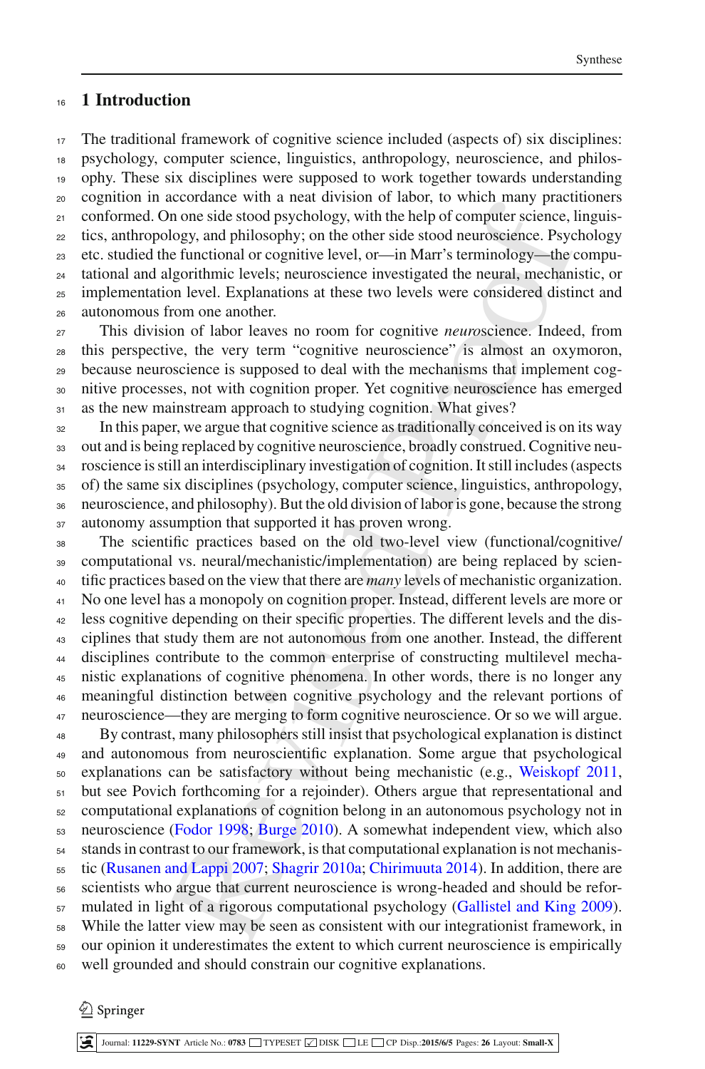# 1 Introduction

The traditional framework of cognitive science included (aspects of) six disciplines: psychology, computer science, linguistics, anthropology, neuroscience, and philosophy. These six disciplines were supposed to work together towards understanding cognition in accordance with a neat division of labor, to which many practitioners conformed. On one side stood psychology, with the help of computer science, linguistics, anthropology, and philosophy; on the other side stood neuroscience. Psychology etc. studied the functional or cognitive level, or—in Marr's terminology—the computational and algorithmic levels; neuroscience investigated the neural, mechanistic, or implementation level. Explanations at these two levels were considered distinct and autonomous from one another.

This division of labor leaves no room for cognitive *neuro*science. Indeed, from this perspective, the very term "cognitive neuroscience" is almost an oxymoron, because neuroscience is supposed to deal with the mechanisms that implement cognitive processes, not with cognition proper. Yet cognitive neuroscience has emerged as the new mainstream approach to studying cognition. What gives?

In this paper, we argue that cognitive science as traditionally conceived is on its way out and is being replaced by cognitive neuroscience, broadly construed. Cognitive neuroscience is still an interdisciplinary investigation of cognition. It still includes (aspects of) the same six disciplines (psychology, computer science, linguistics, anthropology, neuroscience, and philosophy). But the old division of labor is gone, because the strong autonomy assumption that supported it has proven wrong.

The scientific practices based on the old two-level view (functional/cognitive/ computational vs. neural/mechanistic/implementation) are being replaced by scientific practices based on the view that there are *many* levels of mechanistic organization. No one level has a monopoly on cognition proper. Instead, different levels are more or less cognitive depending on their specific properties. The different levels and the disciplines that study them are not autonomous from one another. Instead, the different disciplines contribute to the common enterprise of constructing multilevel mechanistic explanations of cognitive phenomena. In other words, there is no longer any meaningful distinction between cognitive psychology and the relevant portions of neuroscience—they are merging to form cognitive neuroscience. Or so we will argue.

By contrast, many philosophers still insist that psychological explanation is distinct and autonomous from neuroscientific explanation. Some argue that psychological explanations can be satisfactory without being mechanistic (e.g., Weiskopf 2011, but see Povich forthcoming for a rejoinder). Others argue that representational and computational explanations of cognition belong in an autonomous psychology not in neuroscience (Fodor 1998; Burge 2010). A somewhat independent view, which also stands in contrast to our framework, is that computational explanation is not mechanistic (Rusanen and Lappi 2007; Shagrir 2010a; Chirimuuta 2014). In addition, there are scientists who argue that current neuroscience is wrong-headed and should be reformulated in light of a rigorous computational psychology (Gallistel and King 2009). While the latter view may be seen as consistent with our integrationist framework, in our opinion it underestimates the extent to which current neuroscience is empirically well grounded and should constrain our cognitive explanations.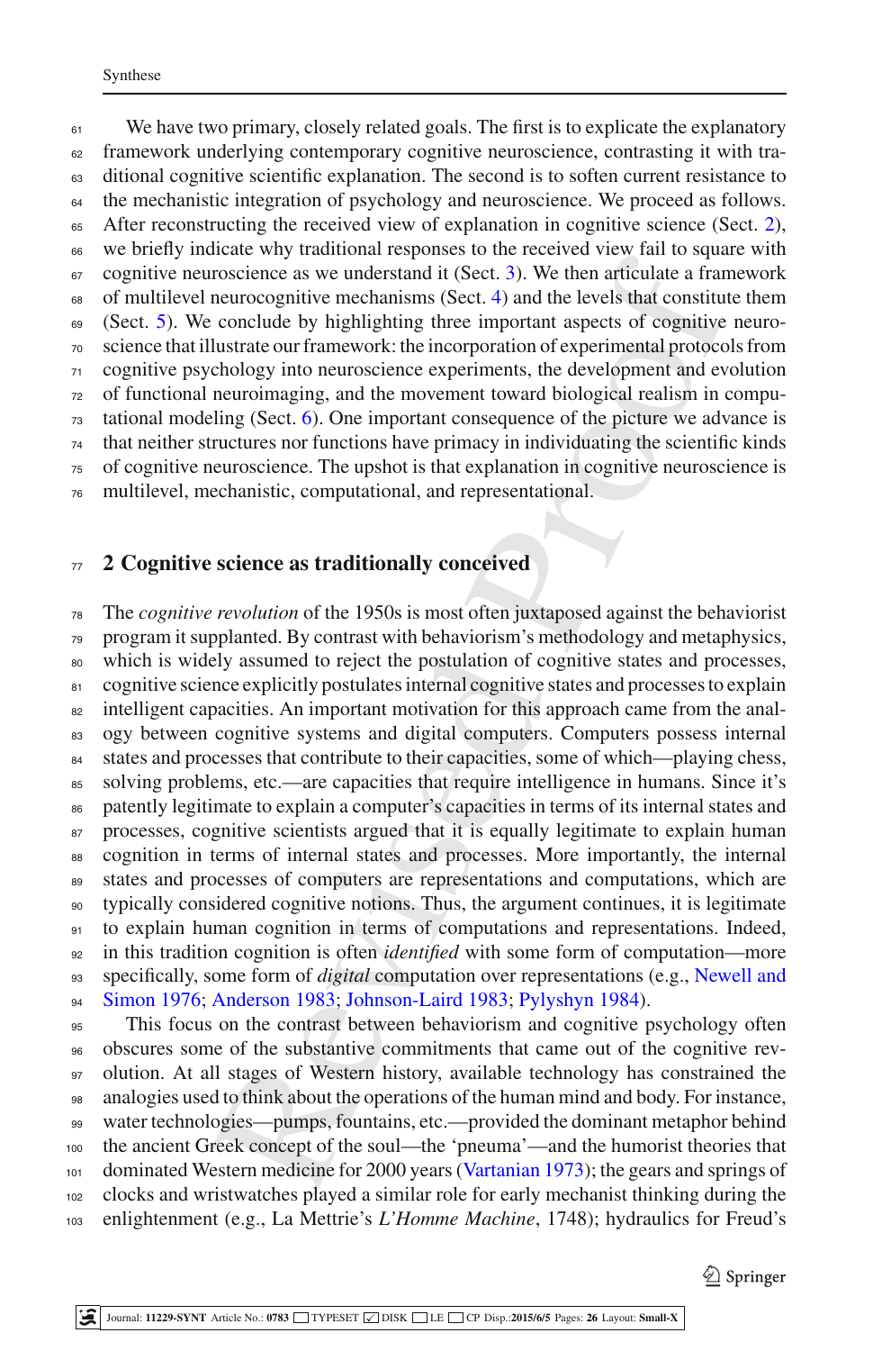We have two primary, closely related goals. The first is to explicate the explanatory framework underlying contemporary cognitive neuroscience, contrasting it with traditional cognitive scientific explanation. The second is to soften current resistance to the mechanistic integration of psychology and neuroscience. We proceed as follows. After reconstructing the received view of explanation in cognitive science (Sect. 2), we briefly indicate why traditional responses to the received view fail to square with cognitive neuroscience as we understand it (Sect. 3). We then articulate a framework of multilevel neurocognitive mechanisms (Sect. 4) and the levels that constitute them (Sect. 5). We conclude by highlighting three important aspects of cognitive neuroscience that illustrate our framework: the incorporation of experimental protocols from cognitive psychology into neuroscience experiments, the development and evolution of functional neuroimaging, and the movement toward biological realism in computational modeling (Sect. 6). One important consequence of the picture we advance is that neither structures nor functions have primacy in individuating the scientific kinds of cognitive neuroscience. The upshot is that explanation in cognitive neuroscience is multilevel, mechanistic, computational, and representational.

## 2 Cognitive science as traditionally conceived

The *cognitive revolution* of the 1950s is most often juxtaposed against the behaviorist program it supplanted. By contrast with behaviorism's methodology and metaphysics, which is widely assumed to reject the postulation of cognitive states and processes, cognitive science explicitly postulates internal cognitive states and processes to explain intelligent capacities. An important motivation for this approach came from the analogy between cognitive systems and digital computers. Computers possess internal states and processes that contribute to their capacities, some of which—playing chess, solving problems, etc.—are capacities that require intelligence in humans. Since it's patently legitimate to explain a computer's capacities in terms of its internal states and processes, cognitive scientists argued that it is equally legitimate to explain human cognition in terms of internal states and processes. More importantly, the internal states and processes of computers are representations and computations, which are typically considered cognitive notions. Thus, the argument continues, it is legitimate to explain human cognition in terms of computations and representations. Indeed, in this tradition cognition is often *identified* with some form of computation—more specifically, some form of *digital* computation over representations (e.g., Newell and Simon 1976; Anderson 1983; Johnson-Laird 1983; Pylyshyn 1984).

This focus on the contrast between behaviorism and cognitive psychology often obscures some of the substantive commitments that came out of the cognitive revolution. At all stages of Western history, available technology has constrained the analogies used to think about the operations of the human mind and body. For instance, water technologies—pumps, fountains, etc.—provided the dominant metaphor behind the ancient Greek concept of the soul—the 'pneuma'—and the humorist theories that dominated Western medicine for 2000 years (Vartanian 1973); the gears and springs of clocks and wristwatches played a similar role for early mechanist thinking during the enlightenment (e.g., La Mettrie's *L'Homme Machine*, 1748); hydraulics for Freud's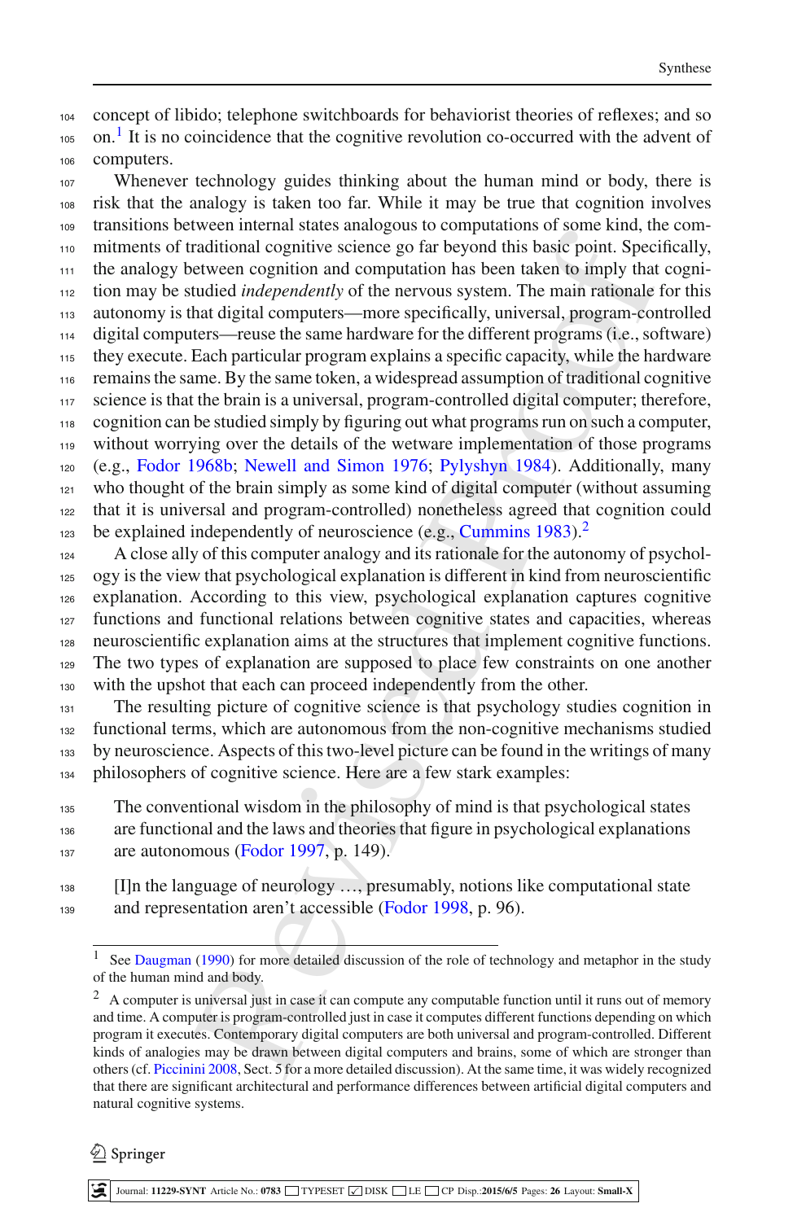concept of libido; telephone switchboards for behaviorist theories of reflexes; and so on.[1] It is no coincidence that the cognitive revolution co-occurred with the advent of computers.

Whenever technology guides thinking about the human mind or body, there is risk that the analogy is taken too far. While it may be true that cognition involves transitions between internal states analogous to computations of some kind, the commitments of traditional cognitive science go far beyond this basic point. Specifically, the analogy between cognition and computation has been taken to imply that cognition may be studied *independently* of the nervous system. The main rationale for this autonomy is that digital computers—more specifically, universal, program-controlled digital computers—reuse the same hardware for the different programs (i.e., software) they execute. Each particular program explains a specific capacity, while the hardware remains the same. By the same token, a widespread assumption of traditional cognitive science is that the brain is a universal, program-controlled digital computer; therefore, cognition can be studied simply by figuring out what programs run on such a computer, without worrying over the details of the wetware implementation of those programs (e.g., Fodor 1968b; Newell and Simon 1976; Pylyshyn 1984). Additionally, many who thought of the brain simply as some kind of digital computer (without assuming that it is universal and program-controlled) nonetheless agreed that cognition could be explained independently of neuroscience (e.g., Cummins 1983).[2]

A close ally of this computer analogy and its rationale for the autonomy of psychology is the view that psychological explanation is different in kind from neuroscientific explanation. According to this view, psychological explanation captures cognitive functions and functional relations between cognitive states and capacities, whereas neuroscientific explanation aims at the structures that implement cognitive functions. The two types of explanation are supposed to place few constraints on one another with the upshot that each can proceed independently from the other.

The resulting picture of cognitive science is that psychology studies cognition in functional terms, which are autonomous from the non-cognitive mechanisms studied by neuroscience. Aspects of this two-level picture can be found in the writings of many philosophers of cognitive science. Here are a few stark examples:

> The conventional wisdom in the philosophy of mind is that psychological states are functional and the laws and theories that figure in psychological explanations are autonomous (Fodor 1997, p. 149).

> [I]n the language of neurology …, presumably, notions like computational state and representation aren't accessible (Fodor 1998, p. 96).

---

[1] See Daugman (1990) for more detailed discussion of the role of technology and metaphor in the study of the human mind and body.

[2] A computer is universal just in case it can compute any computable function until it runs out of memory and time. A computer is program-controlled just in case it computes different functions depending on which program it executes. Contemporary digital computers are both universal and program-controlled. Different kinds of analogies may be drawn between digital computers and brains, some of which are stronger than others (cf. Piccinini 2008, Sect. 5 for a more detailed discussion). At the same time, it was widely recognized that there are significant architectural and performance differences between artificial digital computers and natural cognitive systems.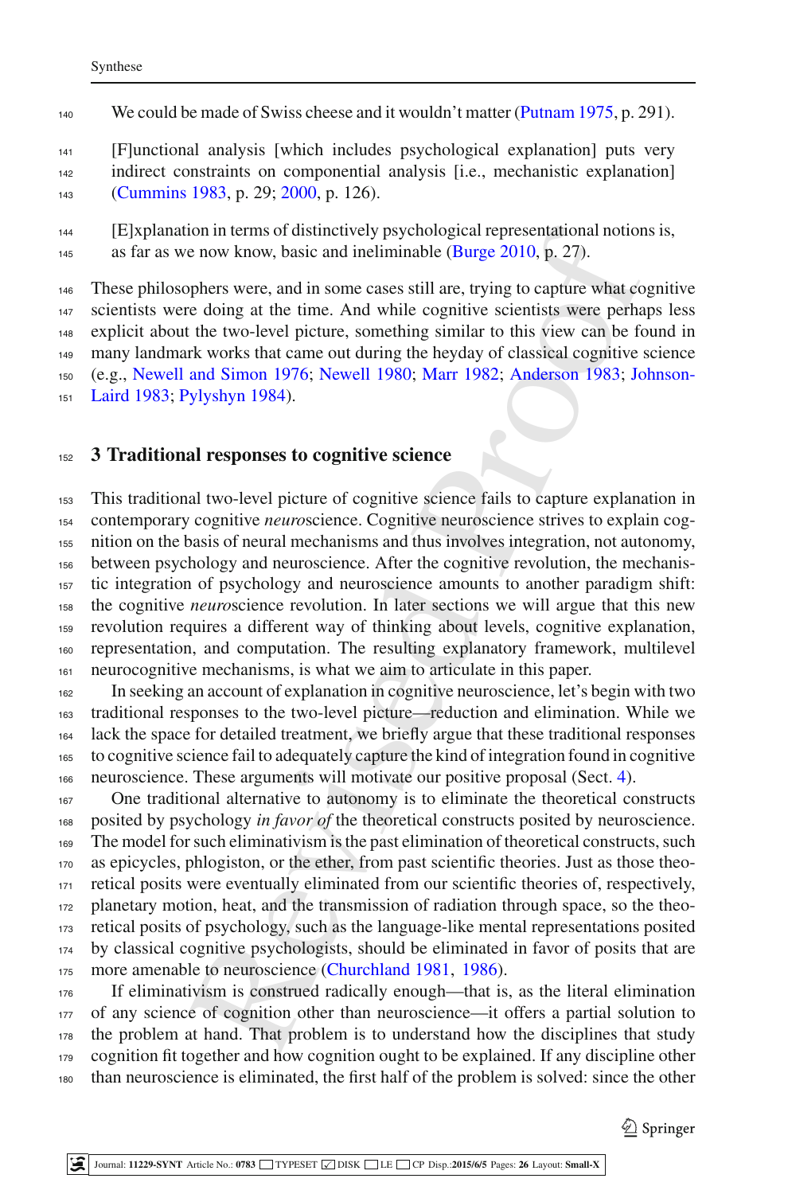> We could be made of Swiss cheese and it wouldn't matter (Putnam 1975, p. 291).

> [F]unctional analysis [which includes psychological explanation] puts very indirect constraints on componential analysis [i.e., mechanistic explanation] (Cummins 1983, p. 29; 2000, p. 126).

> [E]xplanation in terms of distinctively psychological representational notions is, as far as we now know, basic and ineliminable (Burge 2010, p. 27).

These philosophers were, and in some cases still are, trying to capture what cognitive scientists were doing at the time. And while cognitive scientists were perhaps less explicit about the two-level picture, something similar to this view can be found in many landmark works that came out during the heyday of classical cognitive science (e.g., Newell and Simon 1976; Newell 1980; Marr 1982; Anderson 1983; Johnson-Laird 1983; Pylyshyn 1984).

## 3 Traditional responses to cognitive science

This traditional two-level picture of cognitive science fails to capture explanation in contemporary cognitive *neuro*science. Cognitive neuroscience strives to explain cognition on the basis of neural mechanisms and thus involves integration, not autonomy, between psychology and neuroscience. After the cognitive revolution, the mechanistic integration of psychology and neuroscience amounts to another paradigm shift: the cognitive *neuro*science revolution. In later sections we will argue that this new revolution requires a different way of thinking about levels, cognitive explanation, representation, and computation. The resulting explanatory framework, multilevel neurocognitive mechanisms, is what we aim to articulate in this paper.

In seeking an account of explanation in cognitive neuroscience, let's begin with two traditional responses to the two-level picture—reduction and elimination. While we lack the space for detailed treatment, we briefly argue that these traditional responses to cognitive science fail to adequately capture the kind of integration found in cognitive neuroscience. These arguments will motivate our positive proposal (Sect. 4).

One traditional alternative to autonomy is to eliminate the theoretical constructs posited by psychology *in favor of* the theoretical constructs posited by neuroscience. The model for such eliminativism is the past elimination of theoretical constructs, such as epicycles, phlogiston, or the ether, from past scientific theories. Just as those theoretical posits were eventually eliminated from our scientific theories of, respectively, planetary motion, heat, and the transmission of radiation through space, so the theoretical posits of psychology, such as the language-like mental representations posited by classical cognitive psychologists, should be eliminated in favor of posits that are more amenable to neuroscience (Churchland 1981, 1986).

If eliminativism is construed radically enough—that is, as the literal elimination of any science of cognition other than neuroscience—it offers a partial solution to the problem at hand. That problem is to understand how the disciplines that study cognition fit together and how cognition ought to be explained. If any discipline other than neuroscience is eliminated, the first half of the problem is solved: since the other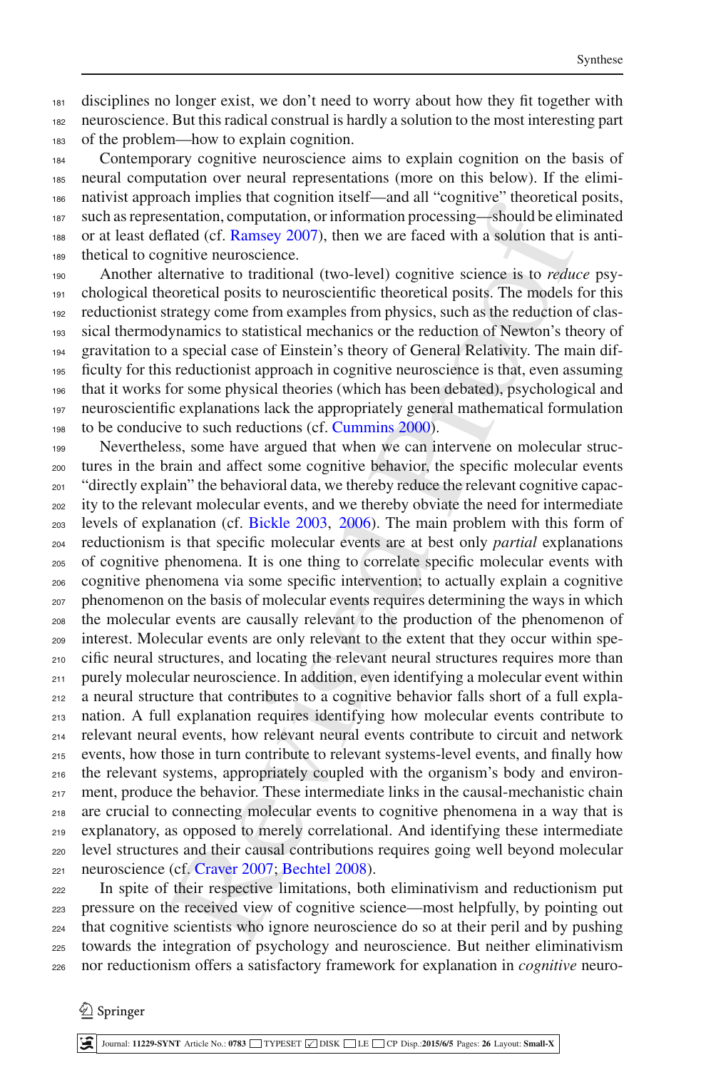disciplines no longer exist, we don't need to worry about how they fit together with neuroscience. But this radical construal is hardly a solution to the most interesting part of the problem—how to explain cognition.

Contemporary cognitive neuroscience aims to explain cognition on the basis of neural computation over neural representations (more on this below). If the eliminativist approach implies that cognition itself—and all "cognitive" theoretical posits, such as representation, computation, or information processing—should be eliminated or at least deflated (cf. Ramsey 2007), then we are faced with a solution that is antithetical to cognitive neuroscience.

Another alternative to traditional (two-level) cognitive science is to *reduce* psychological theoretical posits to neuroscientific theoretical posits. The models for this reductionist strategy come from examples from physics, such as the reduction of classical thermodynamics to statistical mechanics or the reduction of Newton's theory of gravitation to a special case of Einstein's theory of General Relativity. The main difficulty for this reductionist approach in cognitive neuroscience is that, even assuming that it works for some physical theories (which has been debated), psychological and neuroscientific explanations lack the appropriately general mathematical formulation to be conducive to such reductions (cf. Cummins 2000).

Nevertheless, some have argued that when we can intervene on molecular structures in the brain and affect some cognitive behavior, the specific molecular events "directly explain" the behavioral data, we thereby reduce the relevant cognitive capacity to the relevant molecular events, and we thereby obviate the need for intermediate levels of explanation (cf. Bickle 2003, 2006). The main problem with this form of reductionism is that specific molecular events are at best only *partial* explanations of cognitive phenomena. It is one thing to correlate specific molecular events with cognitive phenomena via some specific intervention; to actually explain a cognitive phenomenon on the basis of molecular events requires determining the ways in which the molecular events are causally relevant to the production of the phenomenon of interest. Molecular events are only relevant to the extent that they occur within specific neural structures, and locating the relevant neural structures requires more than purely molecular neuroscience. In addition, even identifying a molecular event within a neural structure that contributes to a cognitive behavior falls short of a full explanation. A full explanation requires identifying how molecular events contribute to relevant neural events, how relevant neural events contribute to circuit and network events, how those in turn contribute to relevant systems-level events, and finally how the relevant systems, appropriately coupled with the organism's body and environment, produce the behavior. These intermediate links in the causal-mechanistic chain are crucial to connecting molecular events to cognitive phenomena in a way that is explanatory, as opposed to merely correlational. And identifying these intermediate level structures and their causal contributions requires going well beyond molecular neuroscience (cf. Craver 2007; Bechtel 2008).

In spite of their respective limitations, both eliminativism and reductionism put pressure on the received view of cognitive science—most helpfully, by pointing out that cognitive scientists who ignore neuroscience do so at their peril and by pushing towards the integration of psychology and neuroscience. But neither eliminativism nor reductionism offers a satisfactory framework for explanation in *cognitive* neuro-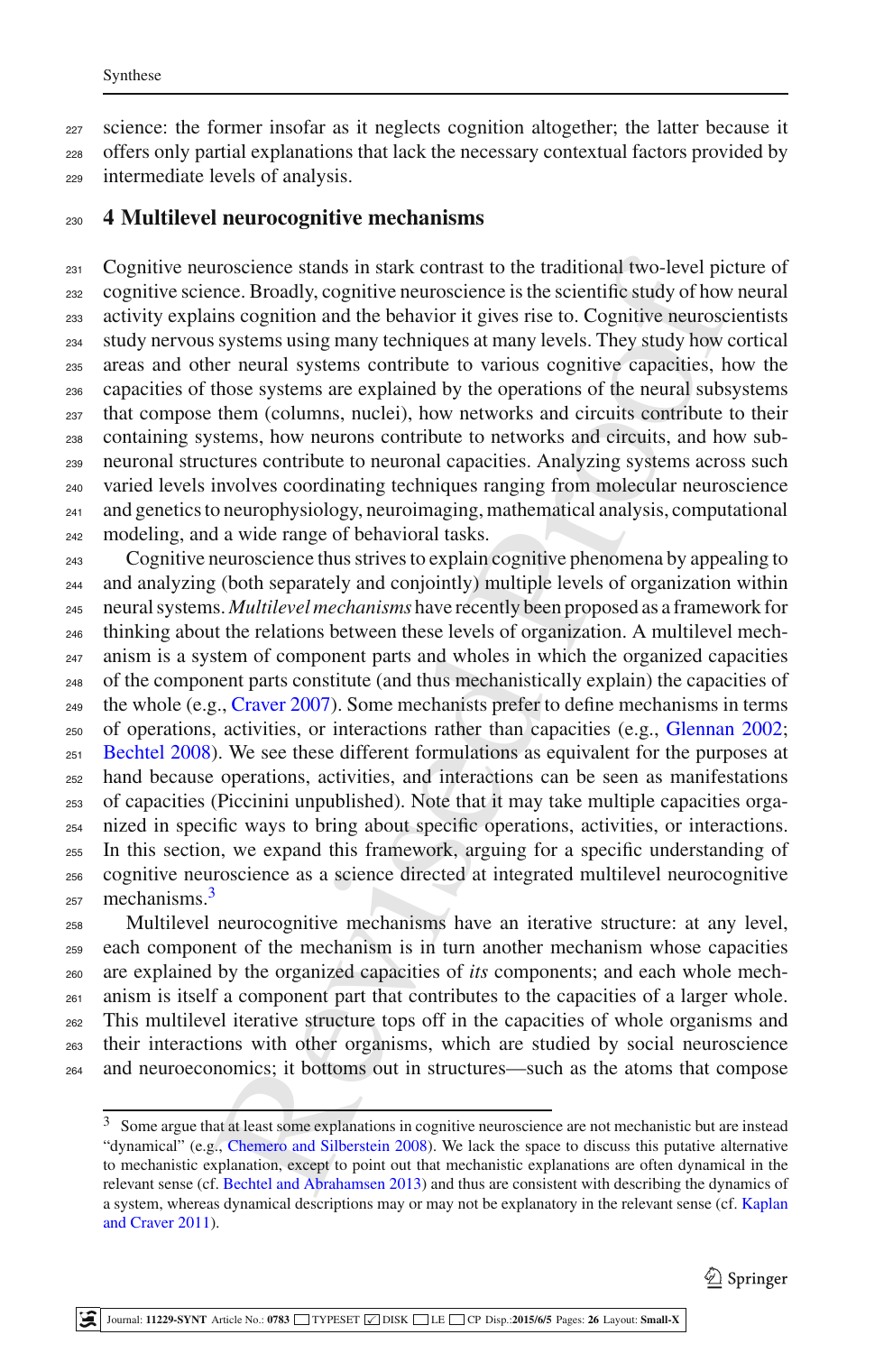science: the former insofar as it neglects cognition altogether; the latter because it offers only partial explanations that lack the necessary contextual factors provided by intermediate levels of analysis.

## 4 Multilevel neurocognitive mechanisms

Cognitive neuroscience stands in stark contrast to the traditional two-level picture of cognitive science. Broadly, cognitive neuroscience is the scientific study of how neural activity explains cognition and the behavior it gives rise to. Cognitive neuroscientists study nervous systems using many techniques at many levels. They study how cortical areas and other neural systems contribute to various cognitive capacities, how the capacities of those systems are explained by the operations of the neural subsystems that compose them (columns, nuclei), how networks and circuits contribute to their containing systems, how neurons contribute to networks and circuits, and how sub-neuronal structures contribute to neuronal capacities. Analyzing systems across such varied levels involves coordinating techniques ranging from molecular neuroscience and genetics to neurophysiology, neuroimaging, mathematical analysis, computational modeling, and a wide range of behavioral tasks.

Cognitive neuroscience thus strives to explain cognitive phenomena by appealing to and analyzing (both separately and conjointly) multiple levels of organization within neural systems. *Multilevel mechanisms* have recently been proposed as a framework for thinking about the relations between these levels of organization. A multilevel mechanism is a system of component parts and wholes in which the organized capacities of the component parts constitute (and thus mechanistically explain) the capacities of the whole (e.g., Craver 2007). Some mechanists prefer to define mechanisms in terms of operations, activities, or interactions rather than capacities (e.g., Glennan 2002; Bechtel 2008). We see these different formulations as equivalent for the purposes at hand because operations, activities, and interactions can be seen as manifestations of capacities (Piccinini unpublished). Note that it may take multiple capacities organized in specific ways to bring about specific operations, activities, or interactions. In this section, we expand this framework, arguing for a specific understanding of cognitive neuroscience as a science directed at integrated multilevel neurocognitive mechanisms.[3]

Multilevel neurocognitive mechanisms have an iterative structure: at any level, each component of the mechanism is in turn another mechanism whose capacities are explained by the organized capacities of *its* components; and each whole mechanism is itself a component part that contributes to the capacities of a larger whole. This multilevel iterative structure tops off in the capacities of whole organisms and their interactions with other organisms, which are studied by social neuroscience and neuroeconomics; it bottoms out in structures—such as the atoms that compose

[3] Some argue that at least some explanations in cognitive neuroscience are not mechanistic but are instead "dynamical" (e.g., Chemero and Silberstein 2008). We lack the space to discuss this putative alternative to mechanistic explanation, except to point out that mechanistic explanations are often dynamical in the relevant sense (cf. Bechtel and Abrahamsen 2013) and thus are consistent with describing the dynamics of a system, whereas dynamical descriptions may or may not be explanatory in the relevant sense (cf. Kaplan and Craver 2011).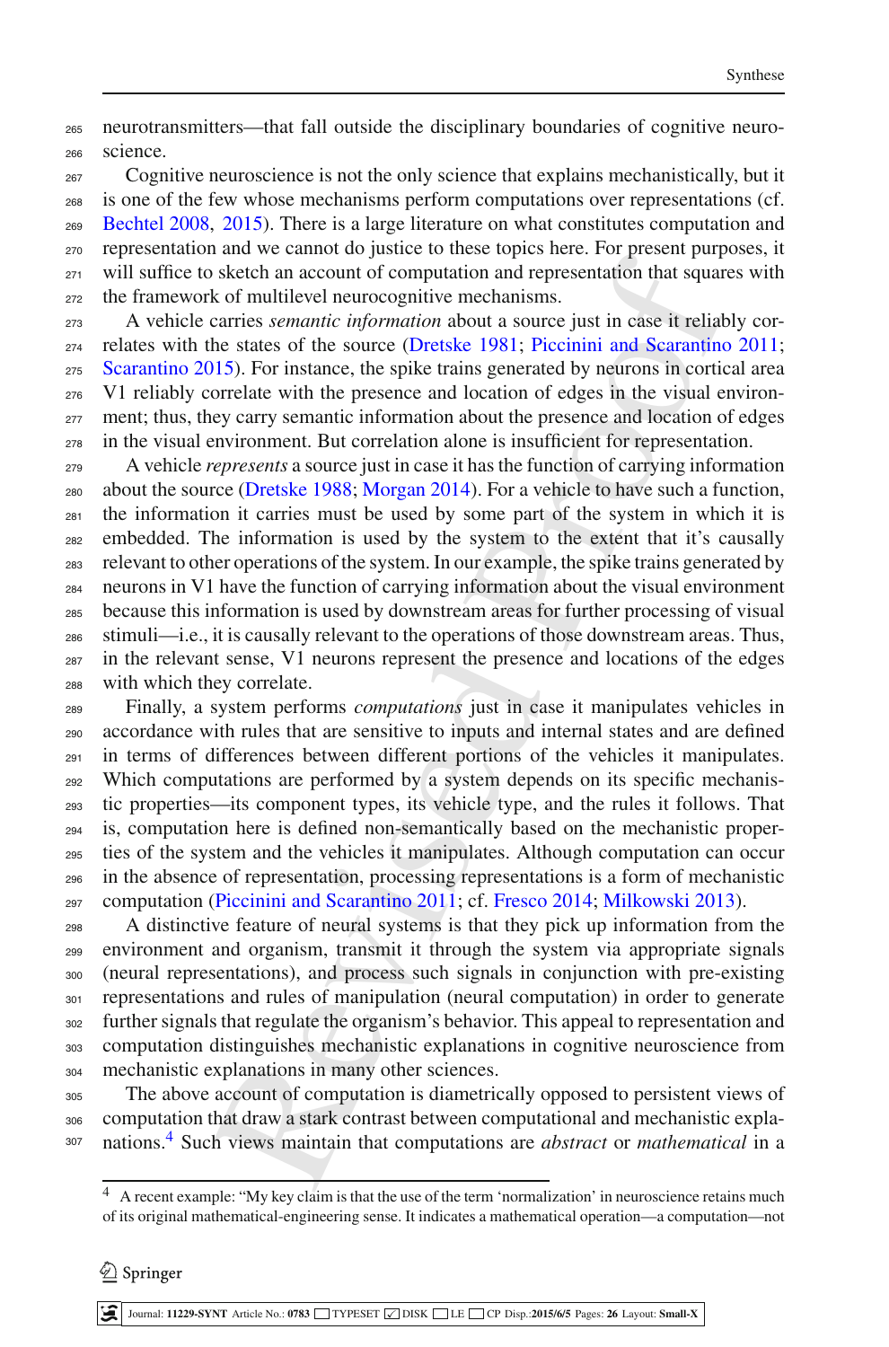neurotransmitters—that fall outside the disciplinary boundaries of cognitive neuroscience.

Cognitive neuroscience is not the only science that explains mechanistically, but it is one of the few whose mechanisms perform computations over representations (cf. Bechtel 2008, 2015). There is a large literature on what constitutes computation and representation and we cannot do justice to these topics here. For present purposes, it will suffice to sketch an account of computation and representation that squares with the framework of multilevel neurocognitive mechanisms.

A vehicle carries *semantic information* about a source just in case it reliably correlates with the states of the source (Dretske 1981; Piccinini and Scarantino 2011; Scarantino 2015). For instance, the spike trains generated by neurons in cortical area V1 reliably correlate with the presence and location of edges in the visual environment; thus, they carry semantic information about the presence and location of edges in the visual environment. But correlation alone is insufficient for representation.

A vehicle *represents* a source just in case it has the function of carrying information about the source (Dretske 1988; Morgan 2014). For a vehicle to have such a function, the information it carries must be used by some part of the system in which it is embedded. The information is used by the system to the extent that it's causally relevant to other operations of the system. In our example, the spike trains generated by neurons in V1 have the function of carrying information about the visual environment because this information is used by downstream areas for further processing of visual stimuli—i.e., it is causally relevant to the operations of those downstream areas. Thus, in the relevant sense, V1 neurons represent the presence and locations of the edges with which they correlate.

Finally, a system performs *computations* just in case it manipulates vehicles in accordance with rules that are sensitive to inputs and internal states and are defined in terms of differences between different portions of the vehicles it manipulates. Which computations are performed by a system depends on its specific mechanistic properties—its component types, its vehicle type, and the rules it follows. That is, computation here is defined non-semantically based on the mechanistic properties of the system and the vehicles it manipulates. Although computation can occur in the absence of representation, processing representations is a form of mechanistic computation (Piccinini and Scarantino 2011; cf. Fresco 2014; Milkowski 2013).

A distinctive feature of neural systems is that they pick up information from the environment and organism, transmit it through the system via appropriate signals (neural representations), and process such signals in conjunction with pre-existing representations and rules of manipulation (neural computation) in order to generate further signals that regulate the organism's behavior. This appeal to representation and computation distinguishes mechanistic explanations in cognitive neuroscience from mechanistic explanations in many other sciences.

The above account of computation is diametrically opposed to persistent views of computation that draw a stark contrast between computational and mechanistic explanations.[4] Such views maintain that computations are *abstract* or *mathematical* in a

[4] A recent example: "My key claim is that the use of the term 'normalization' in neuroscience retains much of its original mathematical-engineering sense. It indicates a mathematical operation—a computation—not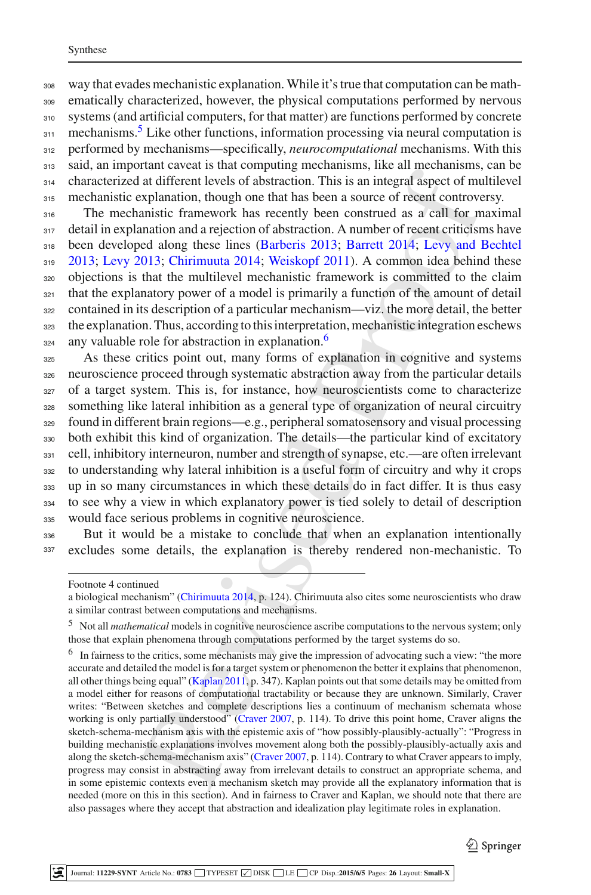way that evades mechanistic explanation. While it's true that computation can be mathematically characterized, however, the physical computations performed by nervous systems (and artificial computers, for that matter) are functions performed by concrete mechanisms.[5] Like other functions, information processing via neural computation is performed by mechanisms—specifically, *neurocomputational* mechanisms. With this said, an important caveat is that computing mechanisms, like all mechanisms, can be characterized at different levels of abstraction. This is an integral aspect of multilevel mechanistic explanation, though one that has been a source of recent controversy.

The mechanistic framework has recently been construed as a call for maximal detail in explanation and a rejection of abstraction. A number of recent criticisms have been developed along these lines (Barberis 2013; Barrett 2014; Levy and Bechtel 2013; Levy 2013; Chirimuuta 2014; Weiskopf 2011). A common idea behind these objections is that the multilevel mechanistic framework is committed to the claim that the explanatory power of a model is primarily a function of the amount of detail contained in its description of a particular mechanism—viz. the more detail, the better the explanation. Thus, according to this interpretation, mechanistic integration eschews any valuable role for abstraction in explanation.[6]

As these critics point out, many forms of explanation in cognitive and systems neuroscience proceed through systematic abstraction away from the particular details of a target system. This is, for instance, how neuroscientists come to characterize something like lateral inhibition as a general type of organization of neural circuitry found in different brain regions—e.g., peripheral somatosensory and visual processing both exhibit this kind of organization. The details—the particular kind of excitatory cell, inhibitory interneuron, number and strength of synapse, etc.—are often irrelevant to understanding why lateral inhibition is a useful form of circuitry and why it crops up in so many circumstances in which these details do in fact differ. It is thus easy to see why a view in which explanatory power is tied solely to detail of description would face serious problems in cognitive neuroscience.

But it would be a mistake to conclude that when an explanation intentionally excludes some details, the explanation is thereby rendered non-mechanistic. To

---

Footnote 4 continued
a biological mechanism" (Chirimuuta 2014, p. 124). Chirimuuta also cites some neuroscientists who draw a similar contrast between computations and mechanisms.

[5] Not all *mathematical* models in cognitive neuroscience ascribe computations to the nervous system; only those that explain phenomena through computations performed by the target systems do so.

[6] In fairness to the critics, some mechanists may give the impression of advocating such a view: "the more accurate and detailed the model is for a target system or phenomenon the better it explains that phenomenon, all other things being equal" (Kaplan 2011, p. 347). Kaplan points out that some details may be omitted from a model either for reasons of computational tractability or because they are unknown. Similarly, Craver writes: "Between sketches and complete descriptions lies a continuum of mechanism schemata whose working is only partially understood" (Craver 2007, p. 114). To drive this point home, Craver aligns the sketch-schema-mechanism axis with the epistemic axis of "how possibly-plausibly-actually": "Progress in building mechanistic explanations involves movement along both the possibly-plausibly-actually axis and along the sketch-schema-mechanism axis" (Craver 2007, p. 114). Contrary to what Craver appears to imply, progress may consist in abstracting away from irrelevant details to construct an appropriate schema, and in some epistemic contexts even a mechanism sketch may provide all the explanatory information that is needed (more on this in this section). And in fairness to Craver and Kaplan, we should note that there are also passages where they accept that abstraction and idealization play legitimate roles in explanation.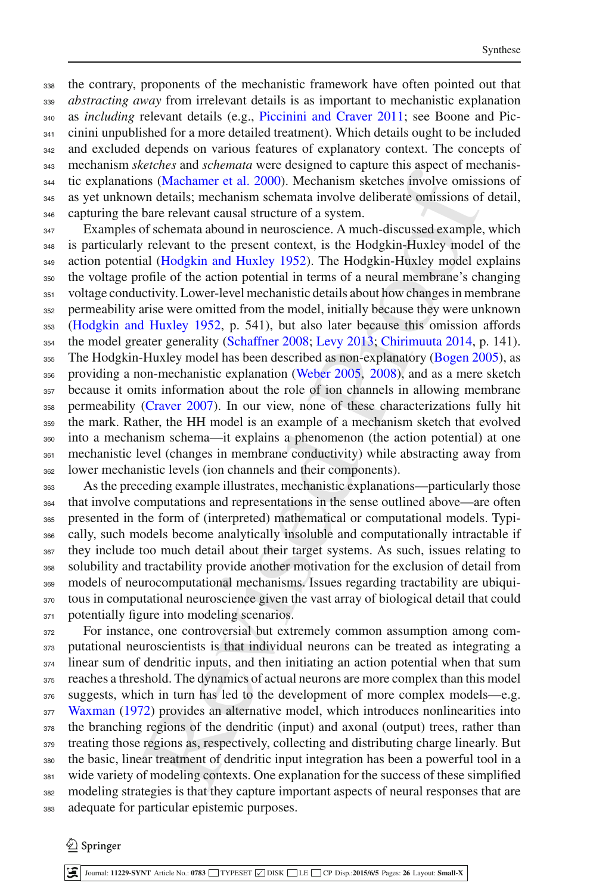the contrary, proponents of the mechanistic framework have often pointed out that *abstracting away* from irrelevant details is as important to mechanistic explanation as *including* relevant details (e.g., Piccinini and Craver 2011; see Boone and Piccinini unpublished for a more detailed treatment). Which details ought to be included and excluded depends on various features of explanatory context. The concepts of mechanism *sketches* and *schemata* were designed to capture this aspect of mechanistic explanations (Machamer et al. 2000). Mechanism sketches involve omissions of as yet unknown details; mechanism schemata involve deliberate omissions of detail, capturing the bare relevant causal structure of a system.

Examples of schemata abound in neuroscience. A much-discussed example, which is particularly relevant to the present context, is the Hodgkin-Huxley model of the action potential (Hodgkin and Huxley 1952). The Hodgkin-Huxley model explains the voltage profile of the action potential in terms of a neural membrane's changing voltage conductivity. Lower-level mechanistic details about how changes in membrane permeability arise were omitted from the model, initially because they were unknown (Hodgkin and Huxley 1952, p. 541), but also later because this omission affords the model greater generality (Schaffner 2008; Levy 2013; Chirimuuta 2014, p. 141). The Hodgkin-Huxley model has been described as non-explanatory (Bogen 2005), as providing a non-mechanistic explanation (Weber 2005, 2008), and as a mere sketch because it omits information about the role of ion channels in allowing membrane permeability (Craver 2007). In our view, none of these characterizations fully hit the mark. Rather, the HH model is an example of a mechanism sketch that evolved into a mechanism schema—it explains a phenomenon (the action potential) at one mechanistic level (changes in membrane conductivity) while abstracting away from lower mechanistic levels (ion channels and their components).

As the preceding example illustrates, mechanistic explanations—particularly those that involve computations and representations in the sense outlined above—are often presented in the form of (interpreted) mathematical or computational models. Typically, such models become analytically insoluble and computationally intractable if they include too much detail about their target systems. As such, issues relating to solubility and tractability provide another motivation for the exclusion of detail from models of neurocomputational mechanisms. Issues regarding tractability are ubiquitous in computational neuroscience given the vast array of biological detail that could potentially figure into modeling scenarios.

For instance, one controversial but extremely common assumption among computational neuroscientists is that individual neurons can be treated as integrating a linear sum of dendritic inputs, and then initiating an action potential when that sum reaches a threshold. The dynamics of actual neurons are more complex than this model suggests, which in turn has led to the development of more complex models—e.g. Waxman (1972) provides an alternative model, which introduces nonlinearities into the branching regions of the dendritic (input) and axonal (output) trees, rather than treating those regions as, respectively, collecting and distributing charge linearly. But the basic, linear treatment of dendritic input integration has been a powerful tool in a wide variety of modeling contexts. One explanation for the success of these simplified modeling strategies is that they capture important aspects of neural responses that are adequate for particular epistemic purposes.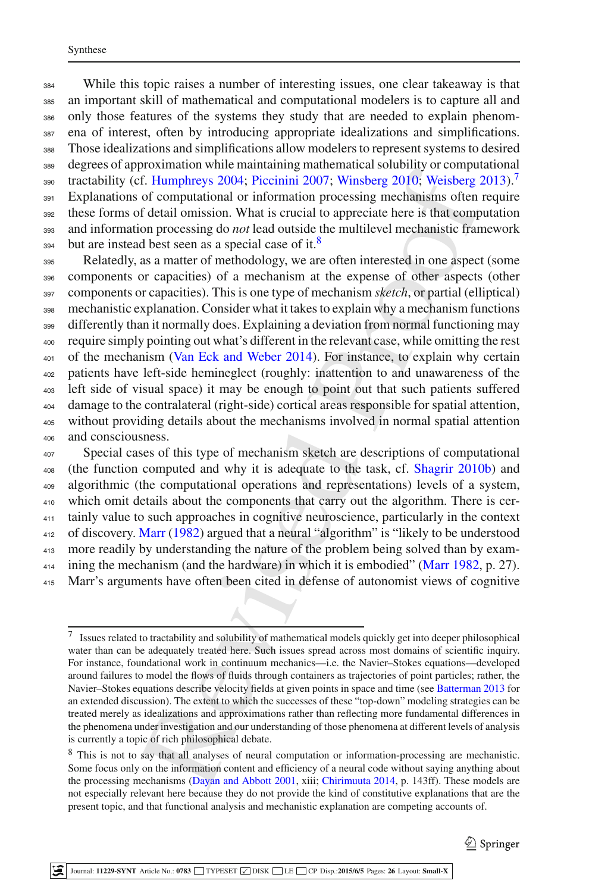While this topic raises a number of interesting issues, one clear takeaway is that an important skill of mathematical and computational modelers is to capture all and only those features of the systems they study that are needed to explain phenomena of interest, often by introducing appropriate idealizations and simplifications. Those idealizations and simplifications allow modelers to represent systems to desired degrees of approximation while maintaining mathematical solubility or computational tractability (cf. Humphreys 2004; Piccinini 2007; Winsberg 2010; Weisberg 2013).[7] Explanations of computational or information processing mechanisms often require these forms of detail omission. What is crucial to appreciate here is that computation and information processing do *not* lead outside the multilevel mechanistic framework but are instead best seen as a special case of it.[8]

Relatedly, as a matter of methodology, we are often interested in one aspect (some components or capacities) of a mechanism at the expense of other aspects (other components or capacities). This is one type of mechanism *sketch*, or partial (elliptical) mechanistic explanation. Consider what it takes to explain why a mechanism functions differently than it normally does. Explaining a deviation from normal functioning may require simply pointing out what's different in the relevant case, while omitting the rest of the mechanism (Van Eck and Weber 2014). For instance, to explain why certain patients have left-side hemineglect (roughly: inattention to and unawareness of the left side of visual space) it may be enough to point out that such patients suffered damage to the contralateral (right-side) cortical areas responsible for spatial attention, without providing details about the mechanisms involved in normal spatial attention and consciousness.

Special cases of this type of mechanism sketch are descriptions of computational (the function computed and why it is adequate to the task, cf. Shagrir 2010b) and algorithmic (the computational operations and representations) levels of a system, which omit details about the components that carry out the algorithm. There is certainly value to such approaches in cognitive neuroscience, particularly in the context of discovery. Marr (1982) argued that a neural "algorithm" is "likely to be understood more readily by understanding the nature of the problem being solved than by examining the mechanism (and the hardware) in which it is embodied" (Marr 1982, p. 27). Marr's arguments have often been cited in defense of autonomist views of cognitive

---

[7] Issues related to tractability and solubility of mathematical models quickly get into deeper philosophical water than can be adequately treated here. Such issues spread across most domains of scientific inquiry. For instance, foundational work in continuum mechanics—i.e. the Navier–Stokes equations—developed around failures to model the flows of fluids through containers as trajectories of point particles; rather, the Navier–Stokes equations describe velocity fields at given points in space and time (see Batterman 2013 for an extended discussion). The extent to which the successes of these "top-down" modeling strategies can be treated merely as idealizations and approximations rather than reflecting more fundamental differences in the phenomena under investigation and our understanding of those phenomena at different levels of analysis is currently a topic of rich philosophical debate.

[8] This is not to say that all analyses of neural computation or information-processing are mechanistic. Some focus only on the information content and efficiency of a neural code without saying anything about the processing mechanisms (Dayan and Abbott 2001, xiii; Chirimuuta 2014, p. 143ff). These models are not especially relevant here because they do not provide the kind of constitutive explanations that are the present topic, and that functional analysis and mechanistic explanation are competing accounts of.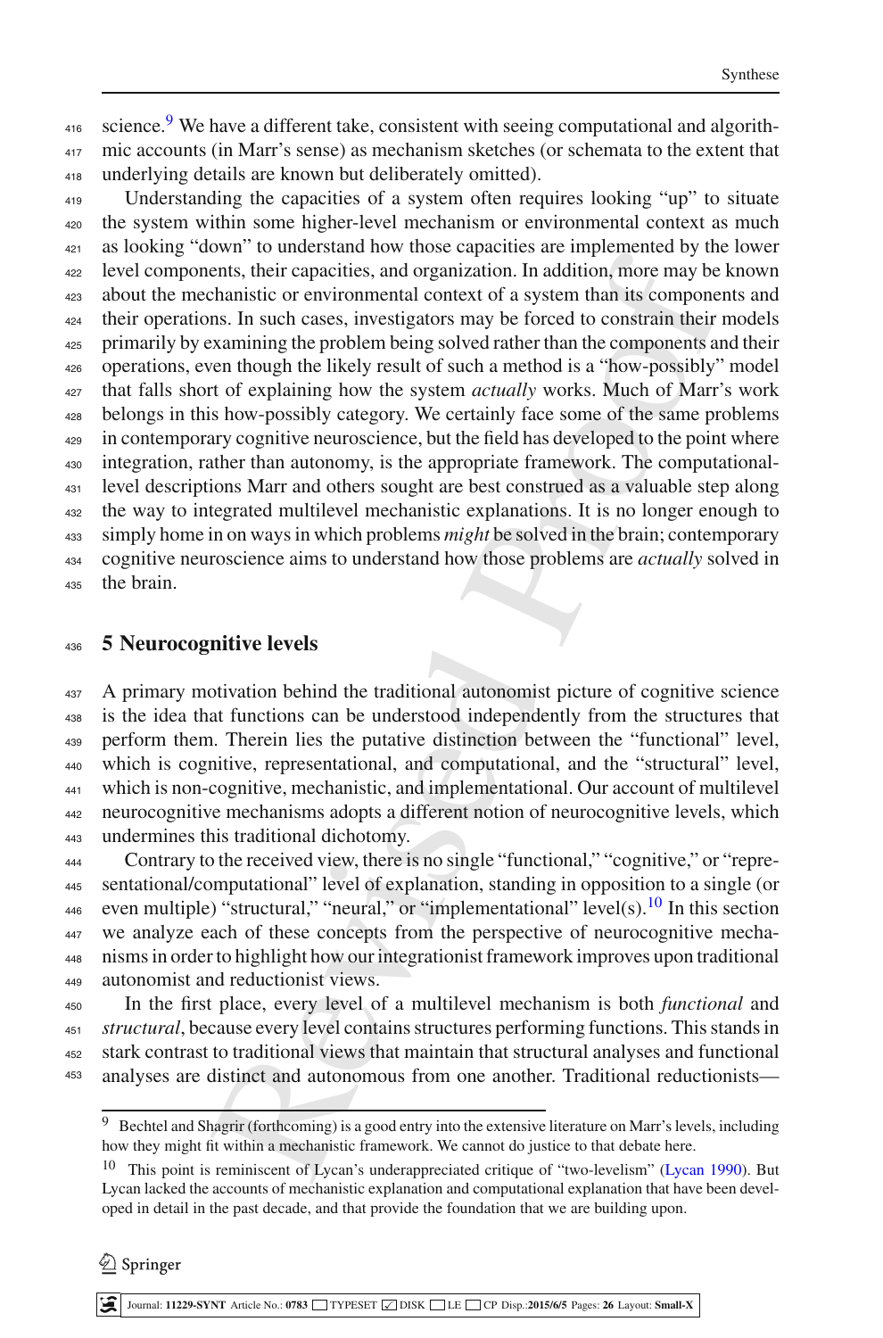science.[9] We have a different take, consistent with seeing computational and algorithmic accounts (in Marr's sense) as mechanism sketches (or schemata to the extent that underlying details are known but deliberately omitted).

Understanding the capacities of a system often requires looking "up" to situate the system within some higher-level mechanism or environmental context as much as looking "down" to understand how those capacities are implemented by the lower level components, their capacities, and organization. In addition, more may be known about the mechanistic or environmental context of a system than its components and their operations. In such cases, investigators may be forced to constrain their models primarily by examining the problem being solved rather than the components and their operations, even though the likely result of such a method is a "how-possibly" model that falls short of explaining how the system *actually* works. Much of Marr's work belongs in this how-possibly category. We certainly face some of the same problems in contemporary cognitive neuroscience, but the field has developed to the point where integration, rather than autonomy, is the appropriate framework. The computational-level descriptions Marr and others sought are best construed as a valuable step along the way to integrated multilevel mechanistic explanations. It is no longer enough to simply home in on ways in which problems *might* be solved in the brain; contemporary cognitive neuroscience aims to understand how those problems are *actually* solved in the brain.

## 5 Neurocognitive levels

A primary motivation behind the traditional autonomist picture of cognitive science is the idea that functions can be understood independently from the structures that perform them. Therein lies the putative distinction between the "functional" level, which is cognitive, representational, and computational, and the "structural" level, which is non-cognitive, mechanistic, and implementational. Our account of multilevel neurocognitive mechanisms adopts a different notion of neurocognitive levels, which undermines this traditional dichotomy.

Contrary to the received view, there is no single "functional," "cognitive," or "representational/computational" level of explanation, standing in opposition to a single (or even multiple) "structural," "neural," or "implementational" level(s).[10] In this section we analyze each of these concepts from the perspective of neurocognitive mechanisms in order to highlight how our integrationist framework improves upon traditional autonomist and reductionist views.

In the first place, every level of a multilevel mechanism is both *functional* and *structural*, because every level contains structures performing functions. This stands in stark contrast to traditional views that maintain that structural analyses and functional analyses are distinct and autonomous from one another. Traditional reductionists—

---

[9] Bechtel and Shagrir (forthcoming) is a good entry into the extensive literature on Marr's levels, including how they might fit within a mechanistic framework. We cannot do justice to that debate here.

[10] This point is reminiscent of Lycan's underappreciated critique of "two-levelism" (Lycan 1990). But Lycan lacked the accounts of mechanistic explanation and computational explanation that have been developed in detail in the past decade, and that provide the foundation that we are building upon.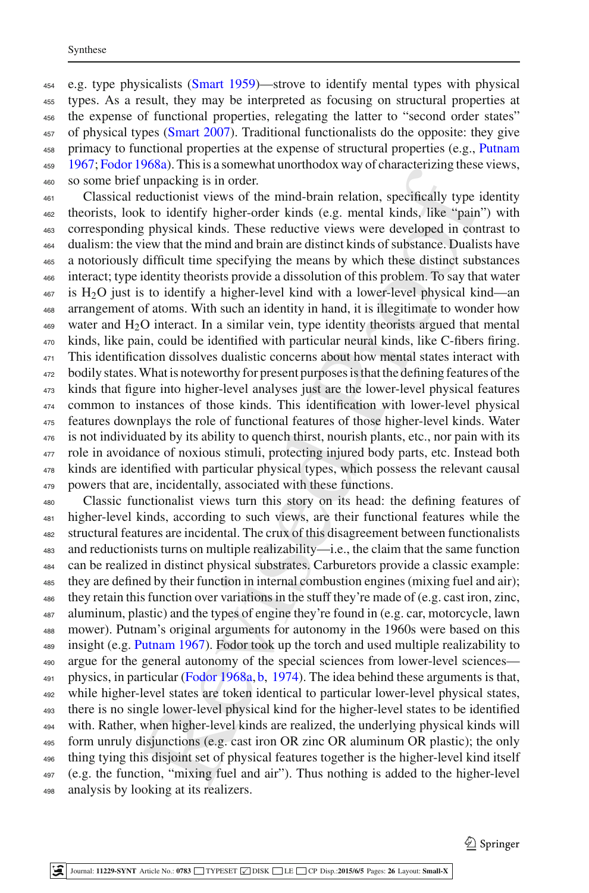e.g. type physicalists (Smart 1959)—strove to identify mental types with physical types. As a result, they may be interpreted as focusing on structural properties at the expense of functional properties, relegating the latter to "second order states" of physical types (Smart 2007). Traditional functionalists do the opposite: they give primacy to functional properties at the expense of structural properties (e.g., Putnam 1967; Fodor 1968a). This is a somewhat unorthodox way of characterizing these views, so some brief unpacking is in order.

Classical reductionist views of the mind-brain relation, specifically type identity theorists, look to identify higher-order kinds (e.g. mental kinds, like "pain") with corresponding physical kinds. These reductive views were developed in contrast to dualism: the view that the mind and brain are distinct kinds of substance. Dualists have a notoriously difficult time specifying the means by which these distinct substances interact; type identity theorists provide a dissolution of this problem. To say that water is $H_2O$ just is to identify a higher-level kind with a lower-level physical kind—an arrangement of atoms. With such an identity in hand, it is illegitimate to wonder how water and $H_2O$ interact. In a similar vein, type identity theorists argued that mental kinds, like pain, could be identified with particular neural kinds, like C-fibers firing. This identification dissolves dualistic concerns about how mental states interact with bodily states. What is noteworthy for present purposes is that the defining features of the kinds that figure into higher-level analyses just are the lower-level physical features common to instances of those kinds. This identification with lower-level physical features downplays the role of functional features of those higher-level kinds. Water is not individuated by its ability to quench thirst, nourish plants, etc., nor pain with its role in avoidance of noxious stimuli, protecting injured body parts, etc. Instead both kinds are identified with particular physical types, which possess the relevant causal powers that are, incidentally, associated with these functions.

Classic functionalist views turn this story on its head: the defining features of higher-level kinds, according to such views, are their functional features while the structural features are incidental. The crux of this disagreement between functionalists and reductionists turns on multiple realizability—i.e., the claim that the same function can be realized in distinct physical substrates. Carburetors provide a classic example: they are defined by their function in internal combustion engines (mixing fuel and air); they retain this function over variations in the stuff they're made of (e.g. cast iron, zinc, aluminum, plastic) and the types of engine they're found in (e.g. car, motorcycle, lawn mower). Putnam's original arguments for autonomy in the 1960s were based on this insight (e.g. Putnam 1967). Fodor took up the torch and used multiple realizability to argue for the general autonomy of the special sciences from lower-level sciences—physics, in particular (Fodor 1968a, b, 1974). The idea behind these arguments is that, while higher-level states are token identical to particular lower-level physical states, there is no single lower-level physical kind for the higher-level states to be identified with. Rather, when higher-level kinds are realized, the underlying physical kinds will form unruly disjunctions (e.g. cast iron OR zinc OR aluminum OR plastic); the only thing tying this disjoint set of physical features together is the higher-level kind itself (e.g. the function, "mixing fuel and air"). Thus nothing is added to the higher-level analysis by looking at its realizers.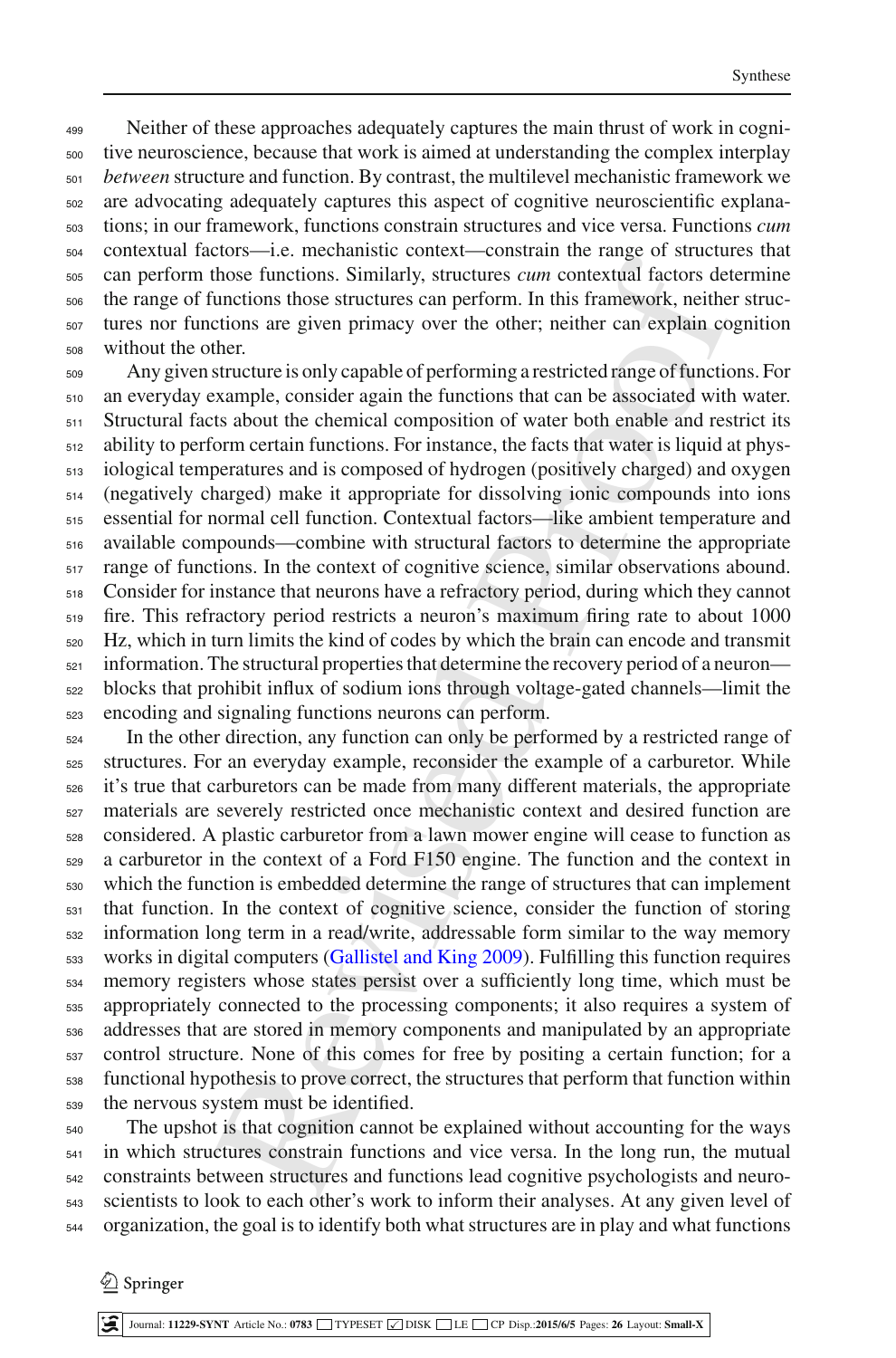Neither of these approaches adequately captures the main thrust of work in cognitive neuroscience, because that work is aimed at understanding the complex interplay *between* structure and function. By contrast, the multilevel mechanistic framework we are advocating adequately captures this aspect of cognitive neuroscientific explanations; in our framework, functions constrain structures and vice versa. Functions *cum* contextual factors—i.e. mechanistic context—constrain the range of structures that can perform those functions. Similarly, structures *cum* contextual factors determine the range of functions those structures can perform. In this framework, neither structures nor functions are given primacy over the other; neither can explain cognition without the other.

Any given structure is only capable of performing a restricted range of functions. For an everyday example, consider again the functions that can be associated with water. Structural facts about the chemical composition of water both enable and restrict its ability to perform certain functions. For instance, the facts that water is liquid at physiological temperatures and is composed of hydrogen (positively charged) and oxygen (negatively charged) make it appropriate for dissolving ionic compounds into ions essential for normal cell function. Contextual factors—like ambient temperature and available compounds—combine with structural factors to determine the appropriate range of functions. In the context of cognitive science, similar observations abound. Consider for instance that neurons have a refractory period, during which they cannot fire. This refractory period restricts a neuron's maximum firing rate to about 1000 Hz, which in turn limits the kind of codes by which the brain can encode and transmit information. The structural properties that determine the recovery period of a neuron—blocks that prohibit influx of sodium ions through voltage-gated channels—limit the encoding and signaling functions neurons can perform.

In the other direction, any function can only be performed by a restricted range of structures. For an everyday example, reconsider the example of a carburetor. While it's true that carburetors can be made from many different materials, the appropriate materials are severely restricted once mechanistic context and desired function are considered. A plastic carburetor from a lawn mower engine will cease to function as a carburetor in the context of a Ford F150 engine. The function and the context in which the function is embedded determine the range of structures that can implement that function. In the context of cognitive science, consider the function of storing information long term in a read/write, addressable form similar to the way memory works in digital computers (Gallistel and King 2009). Fulfilling this function requires memory registers whose states persist over a sufficiently long time, which must be appropriately connected to the processing components; it also requires a system of addresses that are stored in memory components and manipulated by an appropriate control structure. None of this comes for free by positing a certain function; for a functional hypothesis to prove correct, the structures that perform that function within the nervous system must be identified.

The upshot is that cognition cannot be explained without accounting for the ways in which structures constrain functions and vice versa. In the long run, the mutual constraints between structures and functions lead cognitive psychologists and neuroscientists to look to each other's work to inform their analyses. At any given level of organization, the goal is to identify both what structures are in play and what functions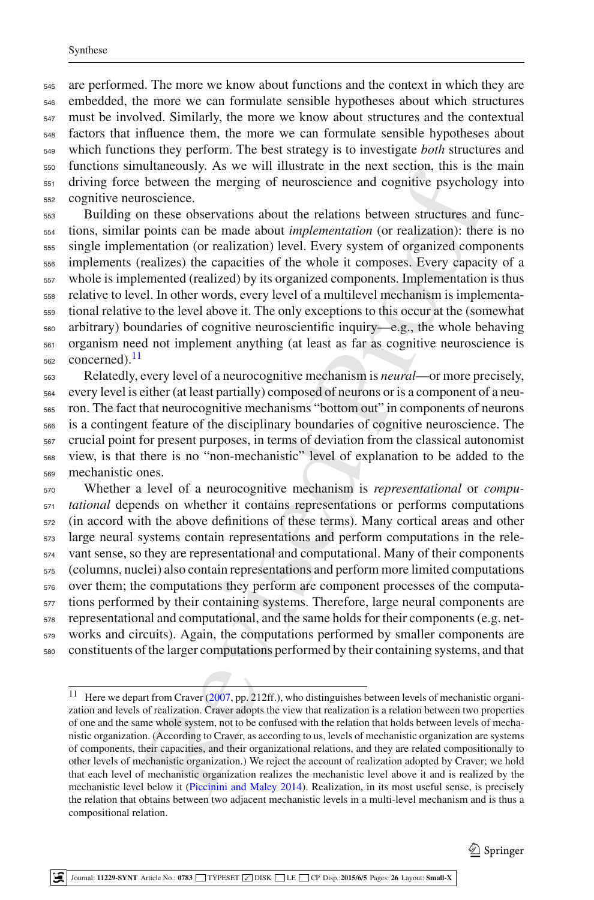are performed. The more we know about functions and the context in which they are embedded, the more we can formulate sensible hypotheses about which structures must be involved. Similarly, the more we know about structures and the contextual factors that influence them, the more we can formulate sensible hypotheses about which functions they perform. The best strategy is to investigate *both* structures and functions simultaneously. As we will illustrate in the next section, this is the main driving force between the merging of neuroscience and cognitive psychology into cognitive neuroscience.

Building on these observations about the relations between structures and functions, similar points can be made about *implementation* (or realization): there is no single implementation (or realization) level. Every system of organized components implements (realizes) the capacities of the whole it composes. Every capacity of a whole is implemented (realized) by its organized components. Implementation is thus relative to level. In other words, every level of a multilevel mechanism is implementational relative to the level above it. The only exceptions to this occur at the (somewhat arbitrary) boundaries of cognitive neuroscientific inquiry—e.g., the whole behaving organism need not implement anything (at least as far as cognitive neuroscience is concerned).[11]

Relatedly, every level of a neurocognitive mechanism is *neural*—or more precisely, every level is either (at least partially) composed of neurons or is a component of a neuron. The fact that neurocognitive mechanisms "bottom out" in components of neurons is a contingent feature of the disciplinary boundaries of cognitive neuroscience. The crucial point for present purposes, in terms of deviation from the classical autonomist view, is that there is no "non-mechanistic" level of explanation to be added to the mechanistic ones.

Whether a level of a neurocognitive mechanism is *representational* or *computational* depends on whether it contains representations or performs computations (in accord with the above definitions of these terms). Many cortical areas and other large neural systems contain representations and perform computations in the relevant sense, so they are representational and computational. Many of their components (columns, nuclei) also contain representations and perform more limited computations over them; the computations they perform are component processes of the computations performed by their containing systems. Therefore, large neural components are representational and computational, and the same holds for their components (e.g. networks and circuits). Again, the computations performed by smaller components are constituents of the larger computations performed by their containing systems, and that

---

[11] Here we depart from Craver (2007, pp. 212ff.), who distinguishes between levels of mechanistic organization and levels of realization. Craver adopts the view that realization is a relation between two properties of one and the same whole system, not to be confused with the relation that holds between levels of mechanistic organization. (According to Craver, as according to us, levels of mechanistic organization are systems of components, their capacities, and their organizational relations, and they are related compositionally to other levels of mechanistic organization.) We reject the account of realization adopted by Craver; we hold that each level of mechanistic organization realizes the mechanistic level above it and is realized by the mechanistic level below it (Piccinini and Maley 2014). Realization, in its most useful sense, is precisely the relation that obtains between two adjacent mechanistic levels in a multi-level mechanism and is thus a compositional relation.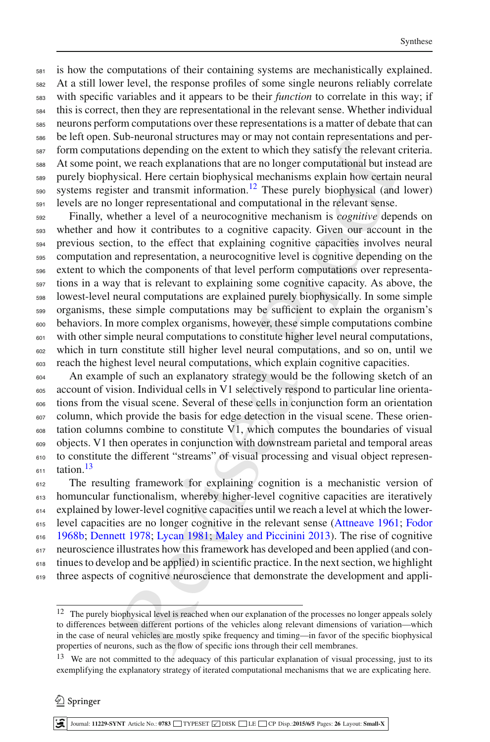is how the computations of their containing systems are mechanistically explained. At a still lower level, the response profiles of some single neurons reliably correlate with specific variables and it appears to be their *function* to correlate in this way; if this is correct, then they are representational in the relevant sense. Whether individual neurons perform computations over these representations is a matter of debate that can be left open. Sub-neuronal structures may or may not contain representations and perform computations depending on the extent to which they satisfy the relevant criteria. At some point, we reach explanations that are no longer computational but instead are purely biophysical. Here certain biophysical mechanisms explain how certain neural systems register and transmit information.[12] These purely biophysical (and lower) levels are no longer representational and computational in the relevant sense.

Finally, whether a level of a neurocognitive mechanism is *cognitive* depends on whether and how it contributes to a cognitive capacity. Given our account in the previous section, to the effect that explaining cognitive capacities involves neural computation and representation, a neurocognitive level is cognitive depending on the extent to which the components of that level perform computations over representations in a way that is relevant to explaining some cognitive capacity. As above, the lowest-level neural computations are explained purely biophysically. In some simple organisms, these simple computations may be sufficient to explain the organism's behaviors. In more complex organisms, however, these simple computations combine with other simple neural computations to constitute higher level neural computations, which in turn constitute still higher level neural computations, and so on, until we reach the highest level neural computations, which explain cognitive capacities.

An example of such an explanatory strategy would be the following sketch of an account of vision. Individual cells in V1 selectively respond to particular line orientations from the visual scene. Several of these cells in conjunction form an orientation column, which provide the basis for edge detection in the visual scene. These orientation columns combine to constitute V1, which computes the boundaries of visual objects. V1 then operates in conjunction with downstream parietal and temporal areas to constitute the different "streams" of visual processing and visual object representation.[13]

The resulting framework for explaining cognition is a mechanistic version of homuncular functionalism, whereby higher-level cognitive capacities are iteratively explained by lower-level cognitive capacities until we reach a level at which the lower-level capacities are no longer cognitive in the relevant sense (Attneave 1961; Fodor 1968b; Dennett 1978; Lycan 1981; Maley and Piccinini 2013). The rise of cognitive neuroscience illustrates how this framework has developed and been applied (and continues to develop and be applied) in scientific practice. In the next section, we highlight three aspects of cognitive neuroscience that demonstrate the development and appli-

---

[12] The purely biophysical level is reached when our explanation of the processes no longer appeals solely to differences between different portions of the vehicles along relevant dimensions of variation—which in the case of neural vehicles are mostly spike frequency and timing—in favor of the specific biophysical properties of neurons, such as the flow of specific ions through their cell membranes.

[13] We are not committed to the adequacy of this particular explanation of visual processing, just to its exemplifying the explanatory strategy of iterated computational mechanisms that we are explicating here.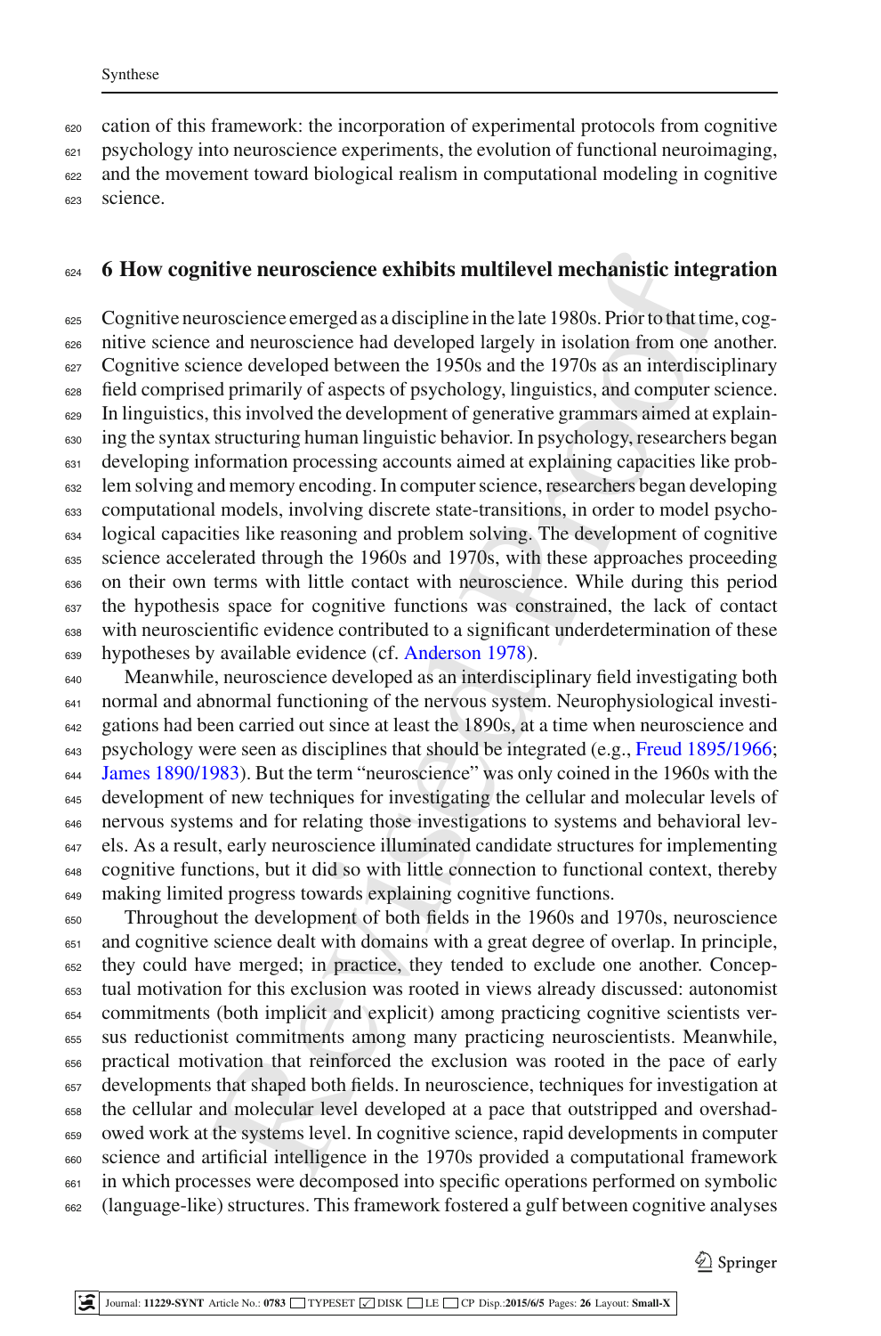cation of this framework: the incorporation of experimental protocols from cognitive psychology into neuroscience experiments, the evolution of functional neuroimaging, and the movement toward biological realism in computational modeling in cognitive science.

## 6 How cognitive neuroscience exhibits multilevel mechanistic integration

Cognitive neuroscience emerged as a discipline in the late 1980s. Prior to that time, cognitive science and neuroscience had developed largely in isolation from one another. Cognitive science developed between the 1950s and the 1970s as an interdisciplinary field comprised primarily of aspects of psychology, linguistics, and computer science. In linguistics, this involved the development of generative grammars aimed at explaining the syntax structuring human linguistic behavior. In psychology, researchers began developing information processing accounts aimed at explaining capacities like problem solving and memory encoding. In computer science, researchers began developing computational models, involving discrete state-transitions, in order to model psychological capacities like reasoning and problem solving. The development of cognitive science accelerated through the 1960s and 1970s, with these approaches proceeding on their own terms with little contact with neuroscience. While during this period the hypothesis space for cognitive functions was constrained, the lack of contact with neuroscientific evidence contributed to a significant underdetermination of these hypotheses by available evidence (cf. Anderson 1978).

Meanwhile, neuroscience developed as an interdisciplinary field investigating both normal and abnormal functioning of the nervous system. Neurophysiological investigations had been carried out since at least the 1890s, at a time when neuroscience and psychology were seen as disciplines that should be integrated (e.g., Freud 1895/1966; James 1890/1983). But the term "neuroscience" was only coined in the 1960s with the development of new techniques for investigating the cellular and molecular levels of nervous systems and for relating those investigations to systems and behavioral levels. As a result, early neuroscience illuminated candidate structures for implementing cognitive functions, but it did so with little connection to functional context, thereby making limited progress towards explaining cognitive functions.

Throughout the development of both fields in the 1960s and 1970s, neuroscience and cognitive science dealt with domains with a great degree of overlap. In principle, they could have merged; in practice, they tended to exclude one another. Conceptual motivation for this exclusion was rooted in views already discussed: autonomist commitments (both implicit and explicit) among practicing cognitive scientists versus reductionist commitments among many practicing neuroscientists. Meanwhile, practical motivation that reinforced the exclusion was rooted in the pace of early developments that shaped both fields. In neuroscience, techniques for investigation at the cellular and molecular level developed at a pace that outstripped and overshadowed work at the systems level. In cognitive science, rapid developments in computer science and artificial intelligence in the 1970s provided a computational framework in which processes were decomposed into specific operations performed on symbolic (language-like) structures. This framework fostered a gulf between cognitive analyses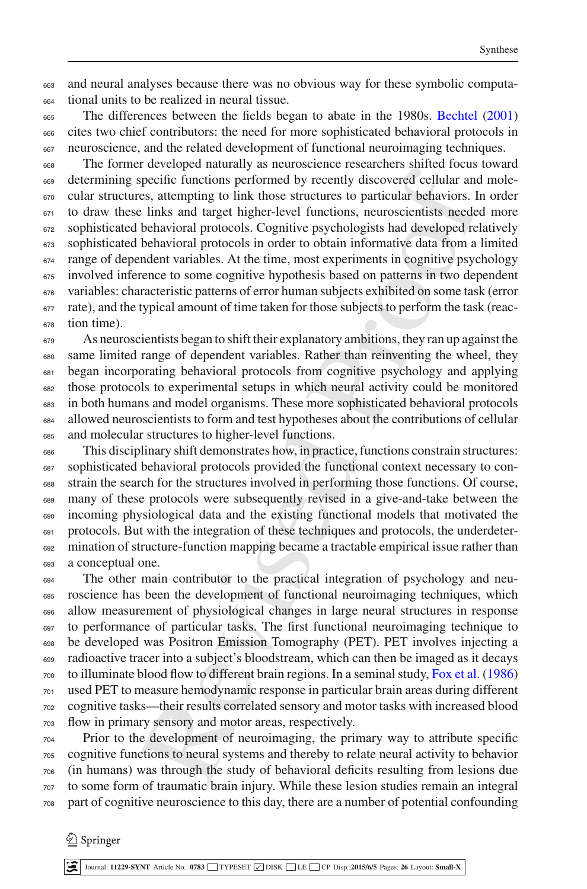and neural analyses because there was no obvious way for these symbolic computational units to be realized in neural tissue.

The differences between the fields began to abate in the 1980s. Bechtel (2001) cites two chief contributors: the need for more sophisticated behavioral protocols in neuroscience, and the related development of functional neuroimaging techniques.

The former developed naturally as neuroscience researchers shifted focus toward determining specific functions performed by recently discovered cellular and molecular structures, attempting to link those structures to particular behaviors. In order to draw these links and target higher-level functions, neuroscientists needed more sophisticated behavioral protocols. Cognitive psychologists had developed relatively sophisticated behavioral protocols in order to obtain informative data from a limited range of dependent variables. At the time, most experiments in cognitive psychology involved inference to some cognitive hypothesis based on patterns in two dependent variables: characteristic patterns of error human subjects exhibited on some task (error rate), and the typical amount of time taken for those subjects to perform the task (reaction time).

As neuroscientists began to shift their explanatory ambitions, they ran up against the same limited range of dependent variables. Rather than reinventing the wheel, they began incorporating behavioral protocols from cognitive psychology and applying those protocols to experimental setups in which neural activity could be monitored in both humans and model organisms. These more sophisticated behavioral protocols allowed neuroscientists to form and test hypotheses about the contributions of cellular and molecular structures to higher-level functions.

This disciplinary shift demonstrates how, in practice, functions constrain structures: sophisticated behavioral protocols provided the functional context necessary to constrain the search for the structures involved in performing those functions. Of course, many of these protocols were subsequently revised in a give-and-take between the incoming physiological data and the existing functional models that motivated the protocols. But with the integration of these techniques and protocols, the underdetermination of structure-function mapping became a tractable empirical issue rather than a conceptual one.

The other main contributor to the practical integration of psychology and neuroscience has been the development of functional neuroimaging techniques, which allow measurement of physiological changes in large neural structures in response to performance of particular tasks. The first functional neuroimaging technique to be developed was Positron Emission Tomography (PET). PET involves injecting a radioactive tracer into a subject's bloodstream, which can then be imaged as it decays to illuminate blood flow to different brain regions. In a seminal study, Fox et al. (1986) used PET to measure hemodynamic response in particular brain areas during different cognitive tasks—their results correlated sensory and motor tasks with increased blood flow in primary sensory and motor areas, respectively.

Prior to the development of neuroimaging, the primary way to attribute specific cognitive functions to neural systems and thereby to relate neural activity to behavior (in humans) was through the study of behavioral deficits resulting from lesions due to some form of traumatic brain injury. While these lesion studies remain an integral part of cognitive neuroscience to this day, there are a number of potential confounding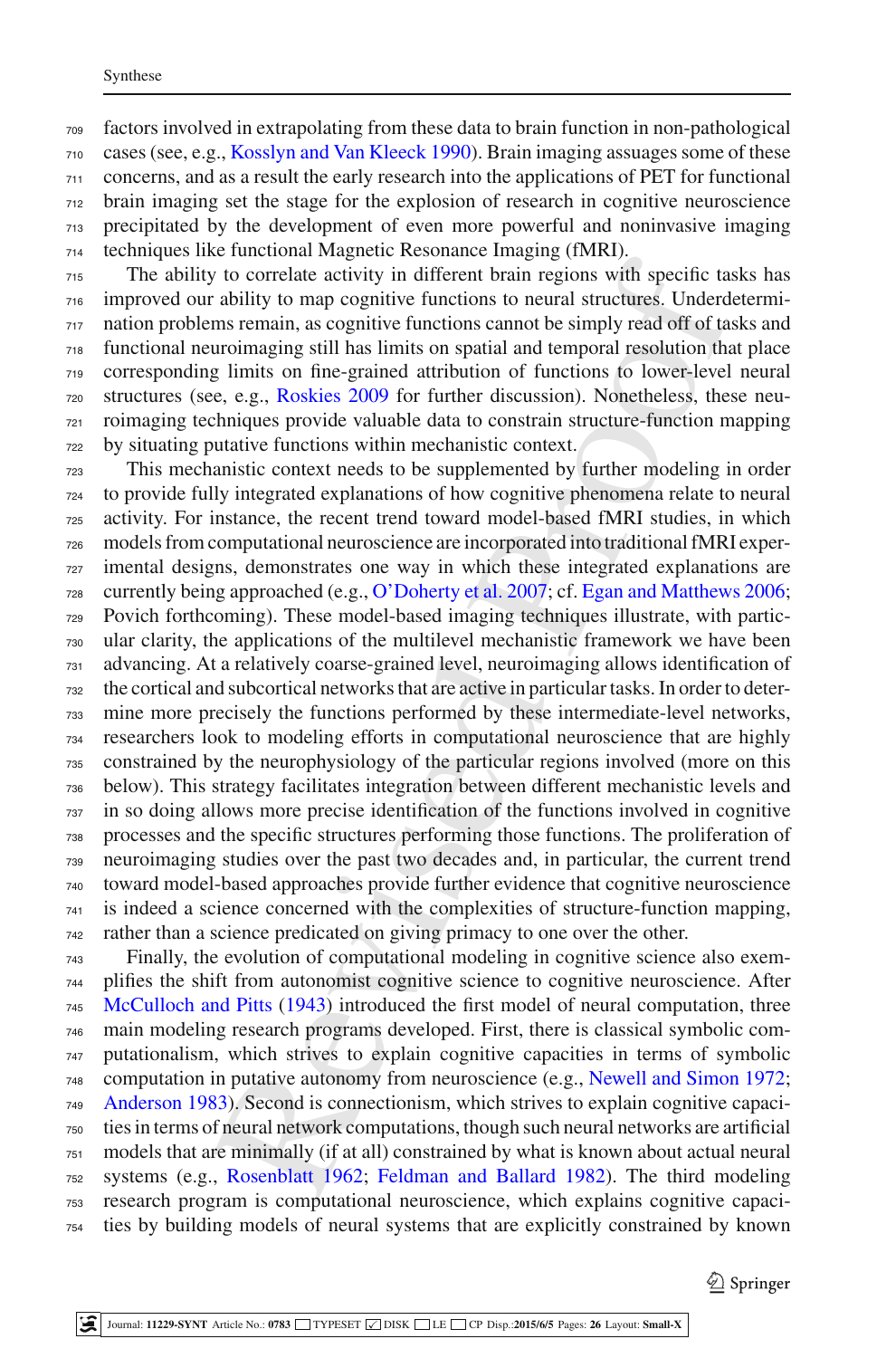factors involved in extrapolating from these data to brain function in non-pathological cases (see, e.g., Kosslyn and Van Kleeck 1990). Brain imaging assuages some of these concerns, and as a result the early research into the applications of PET for functional brain imaging set the stage for the explosion of research in cognitive neuroscience precipitated by the development of even more powerful and noninvasive imaging techniques like functional Magnetic Resonance Imaging (fMRI).

The ability to correlate activity in different brain regions with specific tasks has improved our ability to map cognitive functions to neural structures. Underdetermination problems remain, as cognitive functions cannot be simply read off of tasks and functional neuroimaging still has limits on spatial and temporal resolution that place corresponding limits on fine-grained attribution of functions to lower-level neural structures (see, e.g., Roskies 2009 for further discussion). Nonetheless, these neuroimaging techniques provide valuable data to constrain structure-function mapping by situating putative functions within mechanistic context.

This mechanistic context needs to be supplemented by further modeling in order to provide fully integrated explanations of how cognitive phenomena relate to neural activity. For instance, the recent trend toward model-based fMRI studies, in which models from computational neuroscience are incorporated into traditional fMRI experimental designs, demonstrates one way in which these integrated explanations are currently being approached (e.g., O'Doherty et al. 2007; cf. Egan and Matthews 2006; Povich forthcoming). These model-based imaging techniques illustrate, with particular clarity, the applications of the multilevel mechanistic framework we have been advancing. At a relatively coarse-grained level, neuroimaging allows identification of the cortical and subcortical networks that are active in particular tasks. In order to determine more precisely the functions performed by these intermediate-level networks, researchers look to modeling efforts in computational neuroscience that are highly constrained by the neurophysiology of the particular regions involved (more on this below). This strategy facilitates integration between different mechanistic levels and in so doing allows more precise identification of the functions involved in cognitive processes and the specific structures performing those functions. The proliferation of neuroimaging studies over the past two decades and, in particular, the current trend toward model-based approaches provide further evidence that cognitive neuroscience is indeed a science concerned with the complexities of structure-function mapping, rather than a science predicated on giving primacy to one over the other.

Finally, the evolution of computational modeling in cognitive science also exemplifies the shift from autonomist cognitive science to cognitive neuroscience. After McCulloch and Pitts (1943) introduced the first model of neural computation, three main modeling research programs developed. First, there is classical symbolic computationalism, which strives to explain cognitive capacities in terms of symbolic computation in putative autonomy from neuroscience (e.g., Newell and Simon 1972; Anderson 1983). Second is connectionism, which strives to explain cognitive capacities in terms of neural network computations, though such neural networks are artificial models that are minimally (if at all) constrained by what is known about actual neural systems (e.g., Rosenblatt 1962; Feldman and Ballard 1982). The third modeling research program is computational neuroscience, which explains cognitive capacities by building models of neural systems that are explicitly constrained by known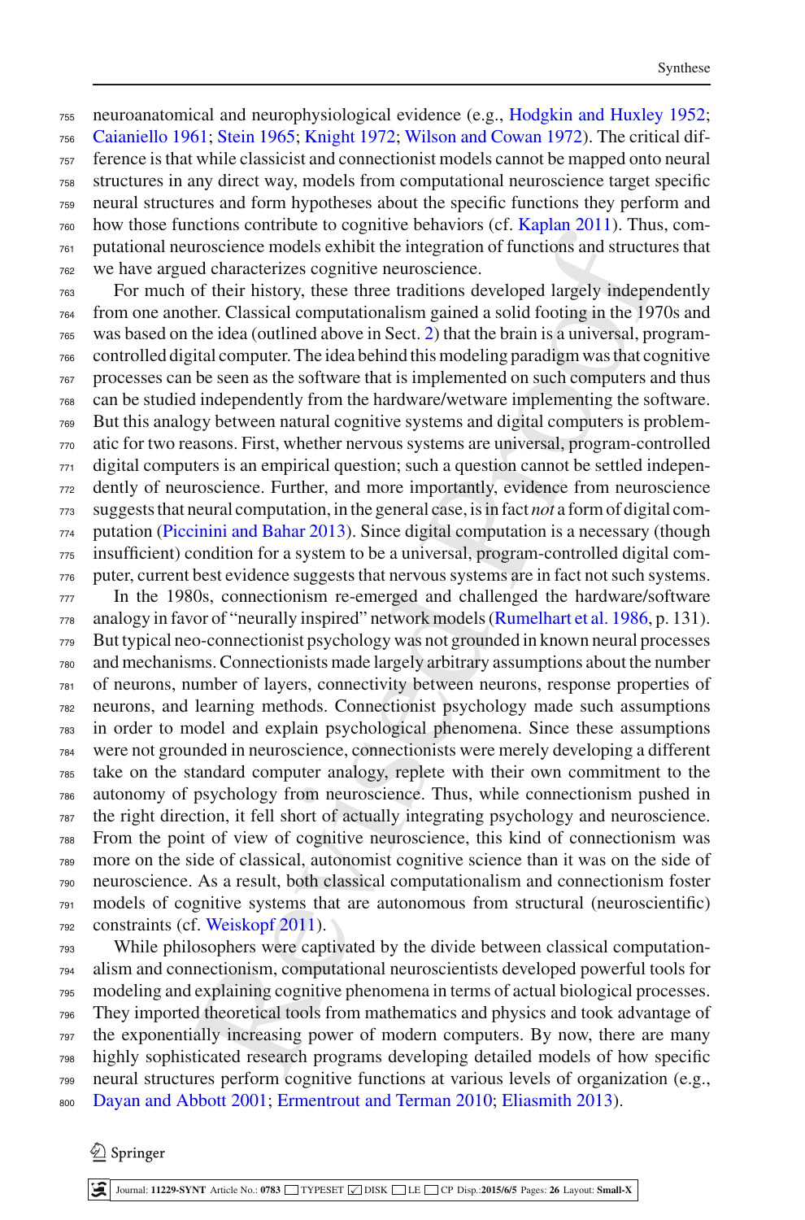neuroanatomical and neurophysiological evidence (e.g., Hodgkin and Huxley 1952; Caianiello 1961; Stein 1965; Knight 1972; Wilson and Cowan 1972). The critical difference is that while classicist and connectionist models cannot be mapped onto neural structures in any direct way, models from computational neuroscience target specific neural structures and form hypotheses about the specific functions they perform and how those functions contribute to cognitive behaviors (cf. Kaplan 2011). Thus, computational neuroscience models exhibit the integration of functions and structures that we have argued characterizes cognitive neuroscience.

For much of their history, these three traditions developed largely independently from one another. Classical computationalism gained a solid footing in the 1970s and was based on the idea (outlined above in Sect. 2) that the brain is a universal, program-controlled digital computer. The idea behind this modeling paradigm was that cognitive processes can be seen as the software that is implemented on such computers and thus can be studied independently from the hardware/wetware implementing the software. But this analogy between natural cognitive systems and digital computers is problematic for two reasons. First, whether nervous systems are universal, program-controlled digital computers is an empirical question; such a question cannot be settled independently of neuroscience. Further, and more importantly, evidence from neuroscience suggests that neural computation, in the general case, is in fact *not* a form of digital computation (Piccinini and Bahar 2013). Since digital computation is a necessary (though insufficient) condition for a system to be a universal, program-controlled digital computer, current best evidence suggests that nervous systems are in fact not such systems.

In the 1980s, connectionism re-emerged and challenged the hardware/software analogy in favor of "neurally inspired" network models (Rumelhart et al. 1986, p. 131). But typical neo-connectionist psychology was not grounded in known neural processes and mechanisms. Connectionists made largely arbitrary assumptions about the number of neurons, number of layers, connectivity between neurons, response properties of neurons, and learning methods. Connectionist psychology made such assumptions in order to model and explain psychological phenomena. Since these assumptions were not grounded in neuroscience, connectionists were merely developing a different take on the standard computer analogy, replete with their own commitment to the autonomy of psychology from neuroscience. Thus, while connectionism pushed in the right direction, it fell short of actually integrating psychology and neuroscience. From the point of view of cognitive neuroscience, this kind of connectionism was more on the side of classical, autonomist cognitive science than it was on the side of neuroscience. As a result, both classical computationalism and connectionism foster models of cognitive systems that are autonomous from structural (neuroscientific) constraints (cf. Weiskopf 2011).

While philosophers were captivated by the divide between classical computationalism and connectionism, computational neuroscientists developed powerful tools for modeling and explaining cognitive phenomena in terms of actual biological processes. They imported theoretical tools from mathematics and physics and took advantage of the exponentially increasing power of modern computers. By now, there are many highly sophisticated research programs developing detailed models of how specific neural structures perform cognitive functions at various levels of organization (e.g., Dayan and Abbott 2001; Ermentrout and Terman 2010; Eliasmith 2013).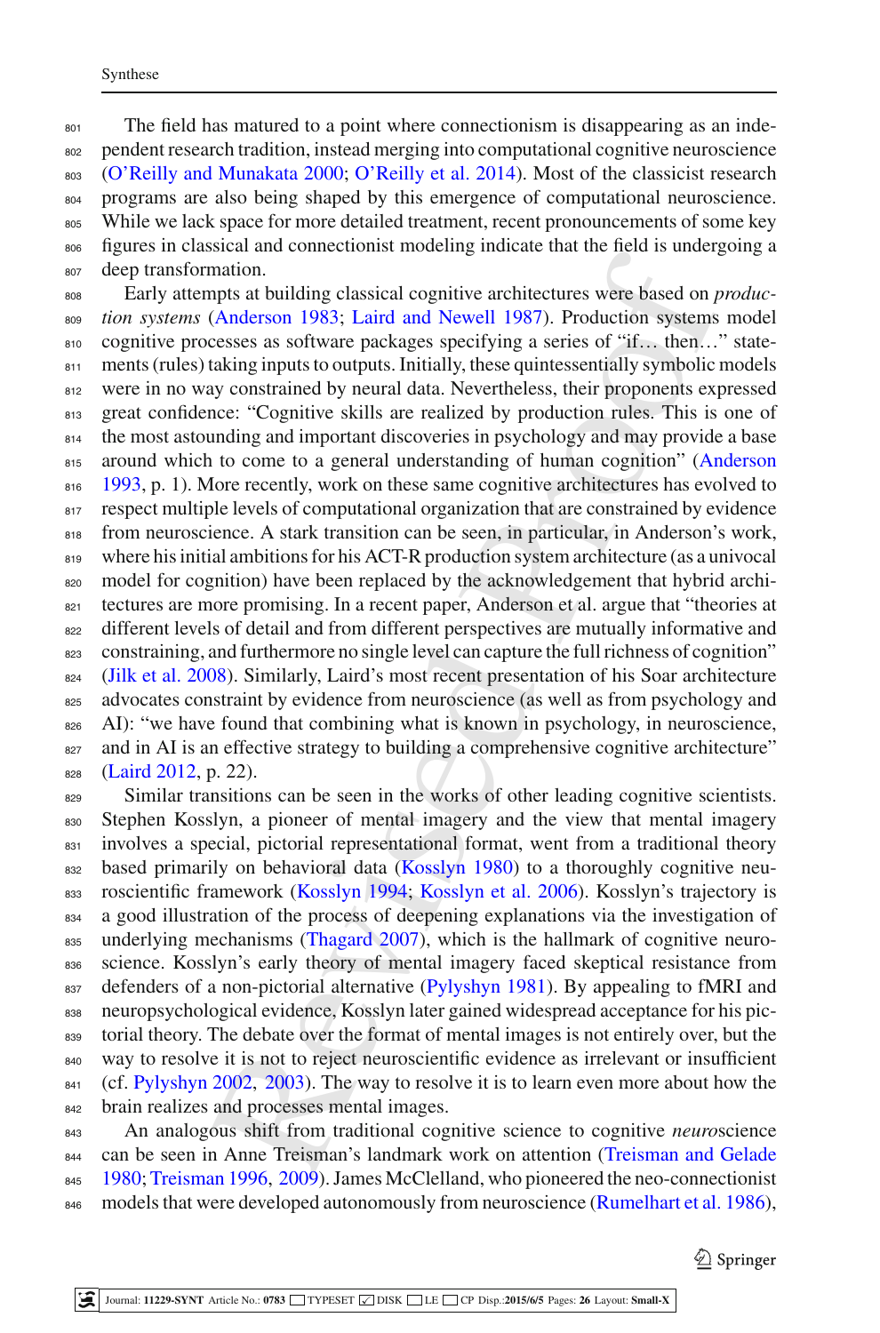The field has matured to a point where connectionism is disappearing as an independent research tradition, instead merging into computational cognitive neuroscience (O'Reilly and Munakata 2000; O'Reilly et al. 2014). Most of the classicist research programs are also being shaped by this emergence of computational neuroscience. While we lack space for more detailed treatment, recent pronouncements of some key figures in classical and connectionist modeling indicate that the field is undergoing a deep transformation.

Early attempts at building classical cognitive architectures were based on *production systems* (Anderson 1983; Laird and Newell 1987). Production systems model cognitive processes as software packages specifying a series of "if… then…" statements (rules) taking inputs to outputs. Initially, these quintessentially symbolic models were in no way constrained by neural data. Nevertheless, their proponents expressed great confidence: "Cognitive skills are realized by production rules. This is one of the most astounding and important discoveries in psychology and may provide a base around which to come to a general understanding of human cognition" (Anderson 1993, p. 1). More recently, work on these same cognitive architectures has evolved to respect multiple levels of computational organization that are constrained by evidence from neuroscience. A stark transition can be seen, in particular, in Anderson's work, where his initial ambitions for his ACT-R production system architecture (as a univocal model for cognition) have been replaced by the acknowledgement that hybrid architectures are more promising. In a recent paper, Anderson et al. argue that "theories at different levels of detail and from different perspectives are mutually informative and constraining, and furthermore no single level can capture the full richness of cognition" (Jilk et al. 2008). Similarly, Laird's most recent presentation of his Soar architecture advocates constraint by evidence from neuroscience (as well as from psychology and AI): "we have found that combining what is known in psychology, in neuroscience, and in AI is an effective strategy to building a comprehensive cognitive architecture" (Laird 2012, p. 22).

Similar transitions can be seen in the works of other leading cognitive scientists. Stephen Kosslyn, a pioneer of mental imagery and the view that mental imagery involves a special, pictorial representational format, went from a traditional theory based primarily on behavioral data (Kosslyn 1980) to a thoroughly cognitive neuroscientific framework (Kosslyn 1994; Kosslyn et al. 2006). Kosslyn's trajectory is a good illustration of the process of deepening explanations via the investigation of underlying mechanisms (Thagard 2007), which is the hallmark of cognitive neuroscience. Kosslyn's early theory of mental imagery faced skeptical resistance from defenders of a non-pictorial alternative (Pylyshyn 1981). By appealing to fMRI and neuropsychological evidence, Kosslyn later gained widespread acceptance for his pictorial theory. The debate over the format of mental images is not entirely over, but the way to resolve it is not to reject neuroscientific evidence as irrelevant or insufficient (cf. Pylyshyn 2002, 2003). The way to resolve it is to learn even more about how the brain realizes and processes mental images.

An analogous shift from traditional cognitive science to cognitive *neuro*science can be seen in Anne Treisman's landmark work on attention (Treisman and Gelade 1980; Treisman 1996, 2009). James McClelland, who pioneered the neo-connectionist models that were developed autonomously from neuroscience (Rumelhart et al. 1986),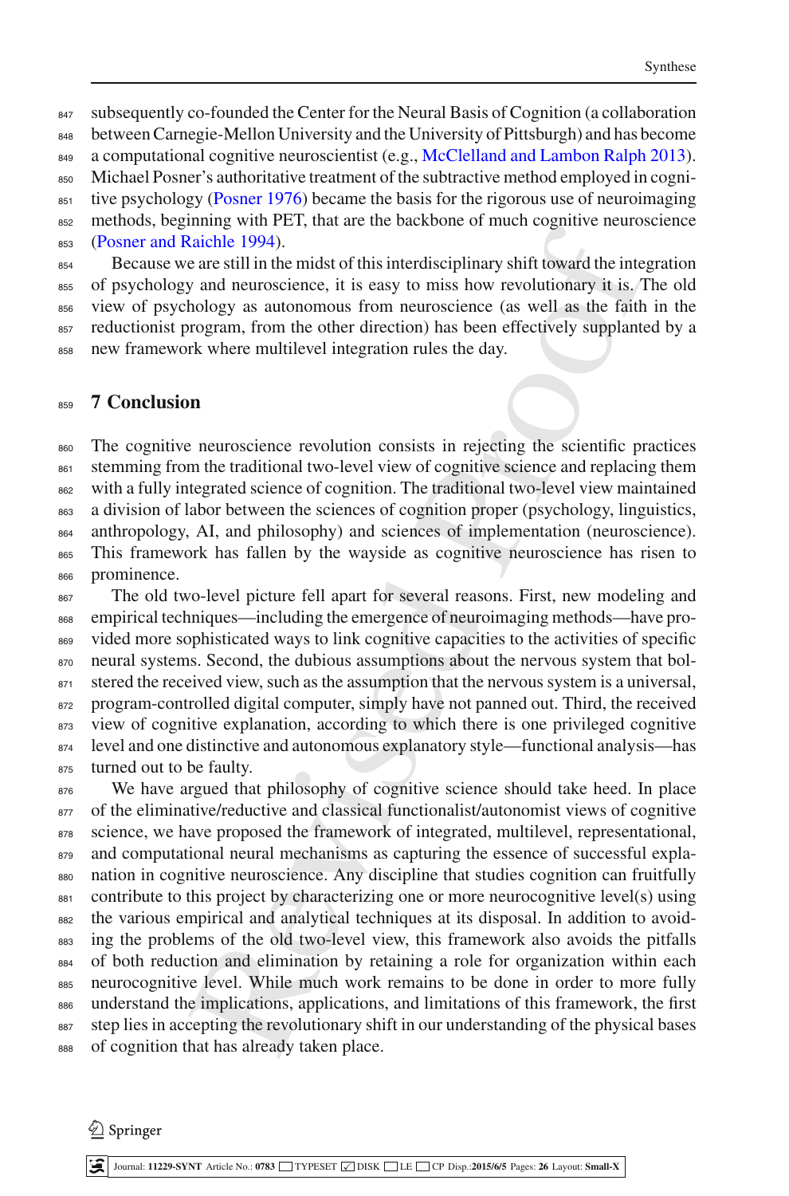subsequently co-founded the Center for the Neural Basis of Cognition (a collaboration between Carnegie-Mellon University and the University of Pittsburgh) and has become a computational cognitive neuroscientist (e.g., McClelland and Lambon Ralph 2013). Michael Posner's authoritative treatment of the subtractive method employed in cognitive psychology (Posner 1976) became the basis for the rigorous use of neuroimaging methods, beginning with PET, that are the backbone of much cognitive neuroscience (Posner and Raichle 1994).

Because we are still in the midst of this interdisciplinary shift toward the integration of psychology and neuroscience, it is easy to miss how revolutionary it is. The old view of psychology as autonomous from neuroscience (as well as the faith in the reductionist program, from the other direction) has been effectively supplanted by a new framework where multilevel integration rules the day.

## 7 Conclusion

The cognitive neuroscience revolution consists in rejecting the scientific practices stemming from the traditional two-level view of cognitive science and replacing them with a fully integrated science of cognition. The traditional two-level view maintained a division of labor between the sciences of cognition proper (psychology, linguistics, anthropology, AI, and philosophy) and sciences of implementation (neuroscience). This framework has fallen by the wayside as cognitive neuroscience has risen to prominence.

The old two-level picture fell apart for several reasons. First, new modeling and empirical techniques—including the emergence of neuroimaging methods—have provided more sophisticated ways to link cognitive capacities to the activities of specific neural systems. Second, the dubious assumptions about the nervous system that bolstered the received view, such as the assumption that the nervous system is a universal, program-controlled digital computer, simply have not panned out. Third, the received view of cognitive explanation, according to which there is one privileged cognitive level and one distinctive and autonomous explanatory style—functional analysis—has turned out to be faulty.

We have argued that philosophy of cognitive science should take heed. In place of the eliminative/reductive and classical functionalist/autonomist views of cognitive science, we have proposed the framework of integrated, multilevel, representational, and computational neural mechanisms as capturing the essence of successful explanation in cognitive neuroscience. Any discipline that studies cognition can fruitfully contribute to this project by characterizing one or more neurocognitive level(s) using the various empirical and analytical techniques at its disposal. In addition to avoiding the problems of the old two-level view, this framework also avoids the pitfalls of both reduction and elimination by retaining a role for organization within each neurocognitive level. While much work remains to be done in order to more fully understand the implications, applications, and limitations of this framework, the first step lies in accepting the revolutionary shift in our understanding of the physical bases of cognition that has already taken place.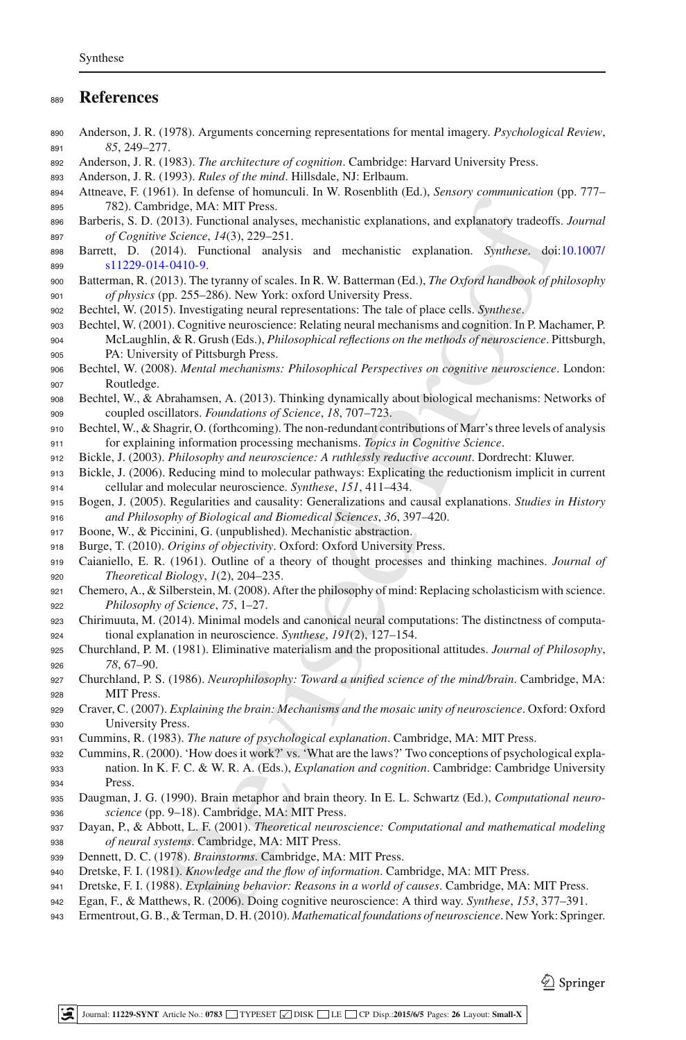## References

Anderson, J. R. (1978). Arguments concerning representations for mental imagery. *Psychological Review*, *85*, 249–277.

Anderson, J. R. (1983). *The architecture of cognition*. Cambridge: Harvard University Press.

Anderson, J. R. (1993). *Rules of the mind*. Hillsdale, NJ: Erlbaum.

Attneave, F. (1961). In defense of homunculi. In W. Rosenblith (Ed.), *Sensory communication* (pp. 777–782). Cambridge, MA: MIT Press.

Barberis, S. D. (2013). Functional analyses, mechanistic explanations, and explanatory tradeoffs. *Journal of Cognitive Science*, *14*(3), 229–251.

Barrett, D. (2014). Functional analysis and mechanistic explanation. *Synthese*. doi:10.1007/s11229-014-0410-9.

Batterman, R. (2013). The tyranny of scales. In R. W. Batterman (Ed.), *The Oxford handbook of philosophy of physics* (pp. 255–286). New York: oxford University Press.

Bechtel, W. (2015). Investigating neural representations: The tale of place cells. *Synthese*.

Bechtel, W. (2001). Cognitive neuroscience: Relating neural mechanisms and cognition. In P. Machamer, P. McLaughlin, & R. Grush (Eds.), *Philosophical reflections on the methods of neuroscience*. Pittsburgh, PA: University of Pittsburgh Press.

Bechtel, W. (2008). *Mental mechanisms: Philosophical Perspectives on cognitive neuroscience*. London: Routledge.

Bechtel, W., & Abrahamsen, A. (2013). Thinking dynamically about biological mechanisms: Networks of coupled oscillators. *Foundations of Science*, *18*, 707–723.

Bechtel, W., & Shagrir, O. (forthcoming). The non-redundant contributions of Marr's three levels of analysis for explaining information processing mechanisms. *Topics in Cognitive Science*.

Bickle, J. (2003). *Philosophy and neuroscience: A ruthlessly reductive account*. Dordrecht: Kluwer.

Bickle, J. (2006). Reducing mind to molecular pathways: Explicating the reductionism implicit in current cellular and molecular neuroscience. *Synthese*, *151*, 411–434.

Bogen, J. (2005). Regularities and causality: Generalizations and causal explanations. *Studies in History and Philosophy of Biological and Biomedical Sciences*, *36*, 397–420.

Boone, W., & Piccinini, G. (unpublished). Mechanistic abstraction.

Burge, T. (2010). *Origins of objectivity*. Oxford: Oxford University Press.

Caianiello, E. R. (1961). Outline of a theory of thought processes and thinking machines. *Journal of Theoretical Biology*, *1*(2), 204–235.

Chemero, A., & Silberstein, M. (2008). After the philosophy of mind: Replacing scholasticism with science. *Philosophy of Science*, *75*, 1–27.

Chirimuuta, M. (2014). Minimal models and canonical neural computations: The distinctness of computational explanation in neuroscience. *Synthese*, *191*(2), 127–154.

Churchland, P. M. (1981). Eliminative materialism and the propositional attitudes. *Journal of Philosophy*, *78*, 67–90.

Churchland, P. S. (1986). *Neurophilosophy: Toward a unified science of the mind/brain*. Cambridge, MA: MIT Press.

Craver, C. (2007). *Explaining the brain: Mechanisms and the mosaic unity of neuroscience*. Oxford: Oxford University Press.

Cummins, R. (1983). *The nature of psychological explanation*. Cambridge, MA: MIT Press.

Cummins, R. (2000). 'How does it work?' vs. 'What are the laws?' Two conceptions of psychological explanation. In K. F. C. & W. R. A. (Eds.), *Explanation and cognition*. Cambridge: Cambridge University Press.

Daugman, J. G. (1990). Brain metaphor and brain theory. In E. L. Schwartz (Ed.), *Computational neuroscience* (pp. 9–18). Cambridge, MA: MIT Press.

Dayan, P., & Abbott, L. F. (2001). *Theoretical neuroscience: Computational and mathematical modeling of neural systems*. Cambridge, MA: MIT Press.

Dennett, D. C. (1978). *Brainstorms*. Cambridge, MA: MIT Press.

Dretske, F. I. (1981). *Knowledge and the flow of information*. Cambridge, MA: MIT Press.

Dretske, F. I. (1988). *Explaining behavior: Reasons in a world of causes*. Cambridge, MA: MIT Press.

Egan, F., & Matthews, R. (2006). Doing cognitive neuroscience: A third way. *Synthese*, *153*, 377–391.

Ermentrout, G. B., & Terman, D. H. (2010). *Mathematical foundations of neuroscience*. New York: Springer.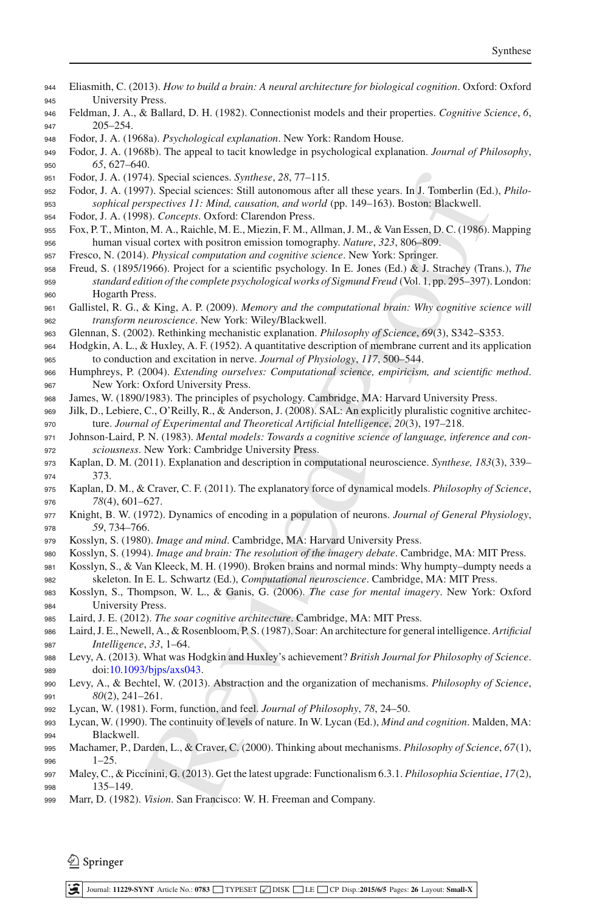Eliasmith, C. (2013). *How to build a brain: A neural architecture for biological cognition*. Oxford: Oxford University Press.

Feldman, J. A., & Ballard, D. H. (1982). Connectionist models and their properties. *Cognitive Science*, *6*, 205–254.

Fodor, J. A. (1968a). *Psychological explanation*. New York: Random House.

Fodor, J. A. (1968b). The appeal to tacit knowledge in psychological explanation. *Journal of Philosophy*, *65*, 627–640.

Fodor, J. A. (1974). Special sciences. *Synthese*, *28*, 77–115.

Fodor, J. A. (1997). Special sciences: Still autonomous after all these years. In J. Tomberlin (Ed.), *Philosophical perspectives 11: Mind, causation, and world* (pp. 149–163). Boston: Blackwell.

Fodor, J. A. (1998). *Concepts*. Oxford: Clarendon Press.

Fox, P. T., Minton, M. A., Raichle, M. E., Miezin, F. M., Allman, J. M., & Van Essen, D. C. (1986). Mapping human visual cortex with positron emission tomography. *Nature*, *323*, 806–809.

Fresco, N. (2014). *Physical computation and cognitive science*. New York: Springer.

Freud, S. (1895/1966). Project for a scientific psychology. In E. Jones (Ed.) & J. Strachey (Trans.), *The standard edition of the complete psychological works of Sigmund Freud* (Vol. 1, pp. 295–397). London: Hogarth Press.

Gallistel, R. G., & King, A. P. (2009). *Memory and the computational brain: Why cognitive science will transform neuroscience*. New York: Wiley/Blackwell.

Glennan, S. (2002). Rethinking mechanistic explanation. *Philosophy of Science*, *69*(3), S342–S353.

Hodgkin, A. L., & Huxley, A. F. (1952). A quantitative description of membrane current and its application to conduction and excitation in nerve. *Journal of Physiology*, *117*, 500–544.

Humphreys, P. (2004). *Extending ourselves: Computational science, empiricism, and scientific method*. New York: Oxford University Press.

James, W. (1890/1983). The principles of psychology. Cambridge, MA: Harvard University Press.

Jilk, D., Lebiere, C., O'Reilly, R., & Anderson, J. (2008). SAL: An explicitly pluralistic cognitive architecture. *Journal of Experimental and Theoretical Artificial Intelligence*, *20*(3), 197–218.

Johnson-Laird, P. N. (1983). *Mental models: Towards a cognitive science of language, inference and consciousness*. New York: Cambridge University Press.

Kaplan, D. M. (2011). Explanation and description in computational neuroscience. *Synthese, 183*(3), 339–373.

Kaplan, D. M., & Craver, C. F. (2011). The explanatory force of dynamical models. *Philosophy of Science*, *78*(4), 601–627.

Knight, B. W. (1972). Dynamics of encoding in a population of neurons. *Journal of General Physiology*, *59*, 734–766.

Kosslyn, S. (1980). *Image and mind*. Cambridge, MA: Harvard University Press.

Kosslyn, S. (1994). *Image and brain: The resolution of the imagery debate*. Cambridge, MA: MIT Press.

Kosslyn, S., & Van Kleeck, M. H. (1990). Broken brains and normal minds: Why humpty–dumpty needs a skeleton. In E. L. Schwartz (Ed.), *Computational neuroscience*. Cambridge, MA: MIT Press.

Kosslyn, S., Thompson, W. L., & Ganis, G. (2006). *The case for mental imagery*. New York: Oxford University Press.

Laird, J. E. (2012). *The soar cognitive architecture*. Cambridge, MA: MIT Press.

Laird, J. E., Newell, A., & Rosenbloom, P. S. (1987). Soar: An architecture for general intelligence. *Artificial Intelligence*, *33*, 1–64.

Levy, A. (2013). What was Hodgkin and Huxley's achievement? *British Journal for Philosophy of Science*. doi:10.1093/bjps/axs043.

Levy, A., & Bechtel, W. (2013). Abstraction and the organization of mechanisms. *Philosophy of Science*, *80*(2), 241–261.

Lycan, W. (1981). Form, function, and feel. *Journal of Philosophy*, *78*, 24–50.

Lycan, W. (1990). The continuity of levels of nature. In W. Lycan (Ed.), *Mind and cognition*. Malden, MA: Blackwell.

Machamer, P., Darden, L., & Craver, C. (2000). Thinking about mechanisms. *Philosophy of Science*, *67*(1), 1–25.

Maley, C., & Piccinini, G. (2013). Get the latest upgrade: Functionalism 6.3.1. *Philosophia Scientiae*, *17*(2), 135–149.

Marr, D. (1982). *Vision*. San Francisco: W. H. Freeman and Company.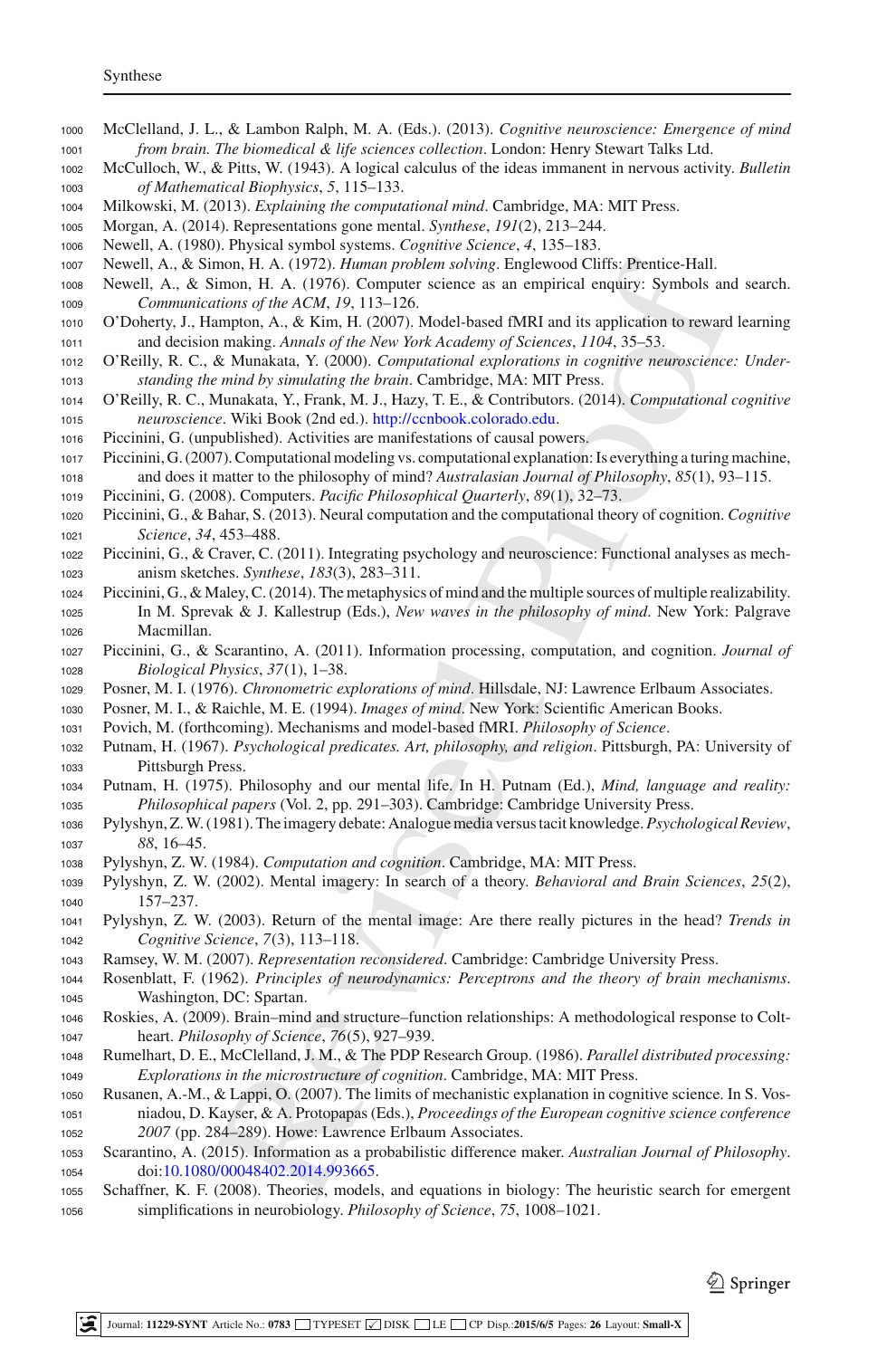McClelland, J. L., & Lambon Ralph, M. A. (Eds.). (2013). *Cognitive neuroscience: Emergence of mind from brain. The biomedical & life sciences collection*. London: Henry Stewart Talks Ltd.

McCulloch, W., & Pitts, W. (1943). A logical calculus of the ideas immanent in nervous activity. *Bulletin of Mathematical Biophysics*, *5*, 115–133.

Milkowski, M. (2013). *Explaining the computational mind*. Cambridge, MA: MIT Press.

Morgan, A. (2014). Representations gone mental. *Synthese*, *191*(2), 213–244.

Newell, A. (1980). Physical symbol systems. *Cognitive Science*, *4*, 135–183.

Newell, A., & Simon, H. A. (1972). *Human problem solving*. Englewood Cliffs: Prentice-Hall.

Newell, A., & Simon, H. A. (1976). Computer science as an empirical enquiry: Symbols and search. *Communications of the ACM*, *19*, 113–126.

O'Doherty, J., Hampton, A., & Kim, H. (2007). Model-based fMRI and its application to reward learning and decision making. *Annals of the New York Academy of Sciences*, *1104*, 35–53.

O'Reilly, R. C., & Munakata, Y. (2000). *Computational explorations in cognitive neuroscience: Understanding the mind by simulating the brain*. Cambridge, MA: MIT Press.

O'Reilly, R. C., Munakata, Y., Frank, M. J., Hazy, T. E., & Contributors. (2014). *Computational cognitive neuroscience*. Wiki Book (2nd ed.). http://ccnbook.colorado.edu.

Piccinini, G. (unpublished). Activities are manifestations of causal powers.

Piccinini, G. (2007). Computational modeling vs. computational explanation: Is everything a turing machine, and does it matter to the philosophy of mind? *Australasian Journal of Philosophy*, *85*(1), 93–115.

Piccinini, G. (2008). Computers. *Pacific Philosophical Quarterly*, *89*(1), 32–73.

Piccinini, G., & Bahar, S. (2013). Neural computation and the computational theory of cognition. *Cognitive Science*, *34*, 453–488.

Piccinini, G., & Craver, C. (2011). Integrating psychology and neuroscience: Functional analyses as mechanism sketches. *Synthese*, *183*(3), 283–311.

Piccinini, G., & Maley, C. (2014). The metaphysics of mind and the multiple sources of multiple realizability. In M. Sprevak & J. Kallestrup (Eds.), *New waves in the philosophy of mind*. New York: Palgrave Macmillan.

Piccinini, G., & Scarantino, A. (2011). Information processing, computation, and cognition. *Journal of Biological Physics*, *37*(1), 1–38.

Posner, M. I. (1976). *Chronometric explorations of mind*. Hillsdale, NJ: Lawrence Erlbaum Associates.

Posner, M. I., & Raichle, M. E. (1994). *Images of mind*. New York: Scientific American Books.

Povich, M. (forthcoming). Mechanisms and model-based fMRI. *Philosophy of Science*.

Putnam, H. (1967). *Psychological predicates. Art, philosophy, and religion*. Pittsburgh, PA: University of Pittsburgh Press.

Putnam, H. (1975). Philosophy and our mental life. In H. Putnam (Ed.), *Mind, language and reality: Philosophical papers* (Vol. 2, pp. 291–303). Cambridge: Cambridge University Press.

Pylyshyn, Z. W. (1981). The imagery debate: Analogue media versus tacit knowledge. *Psychological Review*, *88*, 16–45.

Pylyshyn, Z. W. (1984). *Computation and cognition*. Cambridge, MA: MIT Press.

Pylyshyn, Z. W. (2002). Mental imagery: In search of a theory. *Behavioral and Brain Sciences*, *25*(2), 157–237.

Pylyshyn, Z. W. (2003). Return of the mental image: Are there really pictures in the head? *Trends in Cognitive Science*, *7*(3), 113–118.

Ramsey, W. M. (2007). *Representation reconsidered*. Cambridge: Cambridge University Press.

Rosenblatt, F. (1962). *Principles of neurodynamics: Perceptrons and the theory of brain mechanisms*. Washington, DC: Spartan.

Roskies, A. (2009). Brain–mind and structure–function relationships: A methodological response to Coltheart. *Philosophy of Science*, *76*(5), 927–939.

Rumelhart, D. E., McClelland, J. M., & The PDP Research Group. (1986). *Parallel distributed processing: Explorations in the microstructure of cognition*. Cambridge, MA: MIT Press.

Rusanen, A.-M., & Lappi, O. (2007). The limits of mechanistic explanation in cognitive science. In S. Vosniadou, D. Kayser, & A. Protopapas (Eds.), *Proceedings of the European cognitive science conference 2007* (pp. 284–289). Howe: Lawrence Erlbaum Associates.

Scarantino, A. (2015). Information as a probabilistic difference maker. *Australian Journal of Philosophy*. doi:10.1080/00048402.2014.993665.

Schaffner, K. F. (2008). Theories, models, and equations in biology: The heuristic search for emergent simplifications in neurobiology. *Philosophy of Science*, *75*, 1008–1021.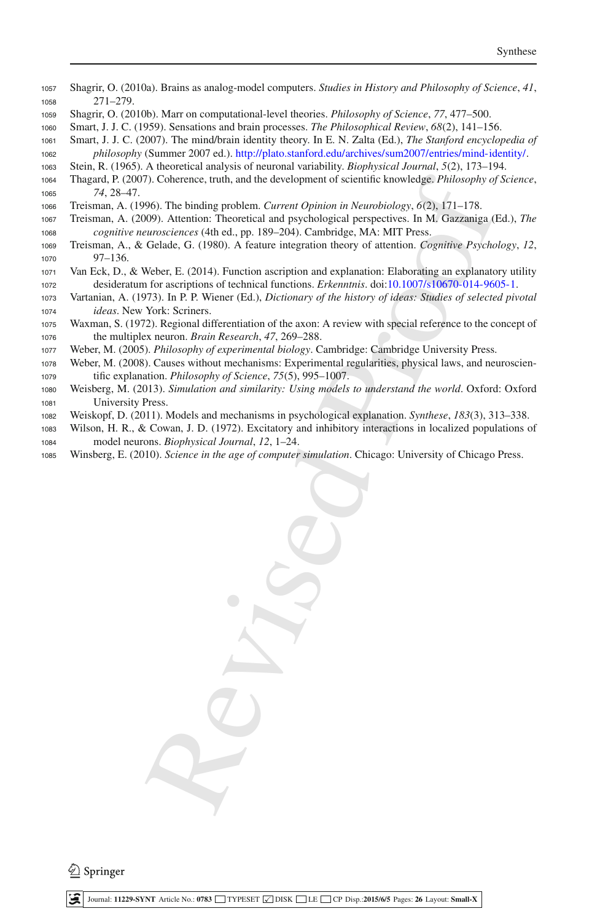Shagrir, O. (2010a). Brains as analog-model computers. *Studies in History and Philosophy of Science*, *41*, 271–279.

Shagrir, O. (2010b). Marr on computational-level theories. *Philosophy of Science*, *77*, 477–500.

Smart, J. J. C. (1959). Sensations and brain processes. *The Philosophical Review*, *68*(2), 141–156.

Smart, J. J. C. (2007). The mind/brain identity theory. In E. N. Zalta (Ed.), *The Stanford encyclopedia of philosophy* (Summer 2007 ed.). http://plato.stanford.edu/archives/sum2007/entries/mind-identity/.

Stein, R. (1965). A theoretical analysis of neuronal variability. *Biophysical Journal*, *5*(2), 173–194.

Thagard, P. (2007). Coherence, truth, and the development of scientific knowledge. *Philosophy of Science*, *74*, 28–47.

Treisman, A. (1996). The binding problem. *Current Opinion in Neurobiology*, *6*(2), 171–178.

Treisman, A. (2009). Attention: Theoretical and psychological perspectives. In M. Gazzaniga (Ed.), *The cognitive neurosciences* (4th ed., pp. 189–204). Cambridge, MA: MIT Press.

Treisman, A., & Gelade, G. (1980). A feature integration theory of attention. *Cognitive Psychology*, *12*, 97–136.

Van Eck, D., & Weber, E. (2014). Function ascription and explanation: Elaborating an explanatory utility desideratum for ascriptions of technical functions. *Erkenntnis*. doi:10.1007/s10670-014-9605-1.

Vartanian, A. (1973). In P. P. Wiener (Ed.), *Dictionary of the history of ideas: Studies of selected pivotal ideas*. New York: Scriners.

Waxman, S. (1972). Regional differentiation of the axon: A review with special reference to the concept of the multiplex neuron. *Brain Research*, *47*, 269–288.

Weber, M. (2005). *Philosophy of experimental biology*. Cambridge: Cambridge University Press.

Weber, M. (2008). Causes without mechanisms: Experimental regularities, physical laws, and neuroscientific explanation. *Philosophy of Science*, *75*(5), 995–1007.

Weisberg, M. (2013). *Simulation and similarity: Using models to understand the world*. Oxford: Oxford University Press.

Weiskopf, D. (2011). Models and mechanisms in psychological explanation. *Synthese*, *183*(3), 313–338.

Wilson, H. R., & Cowan, J. D. (1972). Excitatory and inhibitory interactions in localized populations of model neurons. *Biophysical Journal*, *12*, 1–24.

Winsberg, E. (2010). *Science in the age of computer simulation*. Chicago: University of Chicago Press.